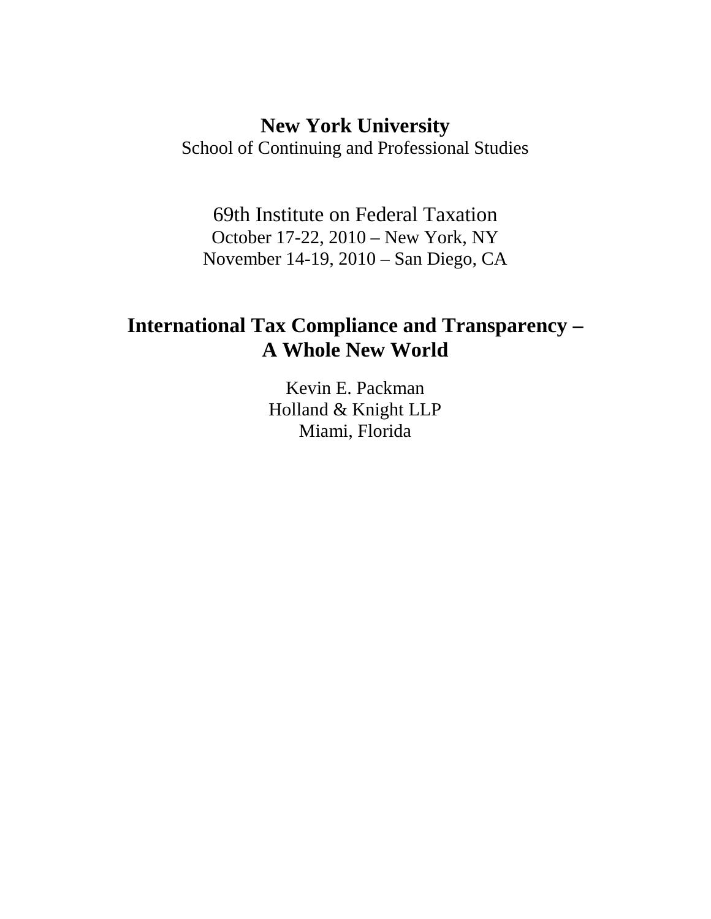**New York University**

School of Continuing and Professional Studies

69th Institute on Federal Taxation

October 17-22, 2010 – New York, NY

November 14-19, 2010 – San Diego, CA

# International Tax Compliance and Transparency – A Whole New World

Kevin E. Packman

Holland & Knight LLP

Miami, Florida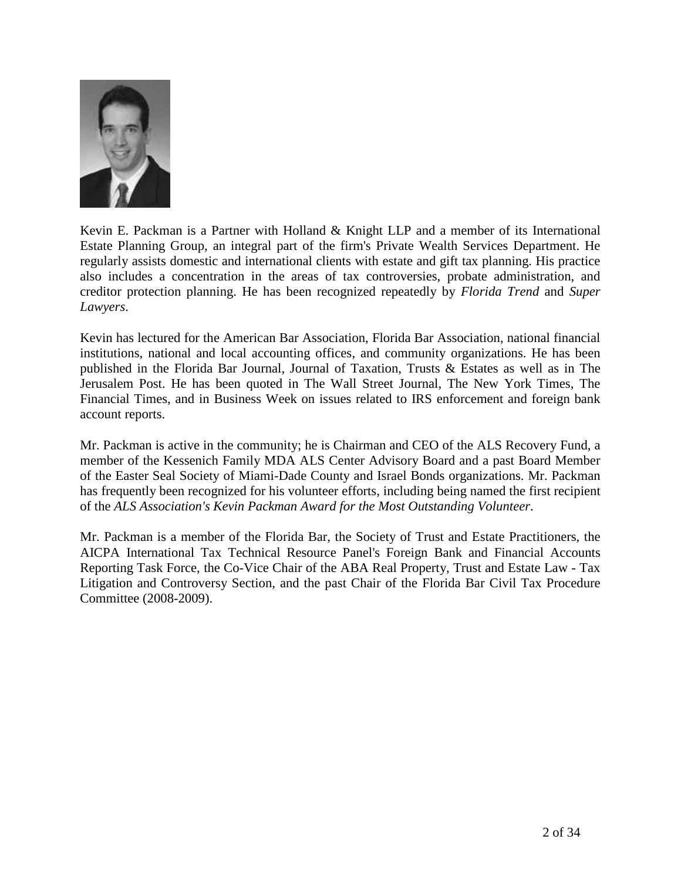Kevin E. Packman is a Partner with Holland & Knight LLP and a member of its International Estate Planning Group, an integral part of the firm's Private Wealth Services Department. He regularly assists domestic and international clients with estate and gift tax planning. His practice also includes a concentration in the areas of tax controversies, probate administration, and creditor protection planning. He has been recognized repeatedly by *Florida Trend* and *Super Lawyers*.

Kevin has lectured for the American Bar Association, Florida Bar Association, national financial institutions, national and local accounting offices, and community organizations. He has been published in the Florida Bar Journal, Journal of Taxation, Trusts & Estates as well as in The Jerusalem Post. He has been quoted in The Wall Street Journal, The New York Times, The Financial Times, and in Business Week on issues related to IRS enforcement and foreign bank account reports.

Mr. Packman is active in the community; he is Chairman and CEO of the ALS Recovery Fund, a member of the Kessenich Family MDA ALS Center Advisory Board and a past Board Member of the Easter Seal Society of Miami-Dade County and Israel Bonds organizations. Mr. Packman has frequently been recognized for his volunteer efforts, including being named the first recipient of the *ALS Association's Kevin Packman Award for the Most Outstanding Volunteer*.

Mr. Packman is a member of the Florida Bar, the Society of Trust and Estate Practitioners, the AICPA International Tax Technical Resource Panel's Foreign Bank and Financial Accounts Reporting Task Force, the Co-Vice Chair of the ABA Real Property, Trust and Estate Law - Tax Litigation and Controversy Section, and the past Chair of the Florida Bar Civil Tax Procedure Committee (2008-2009).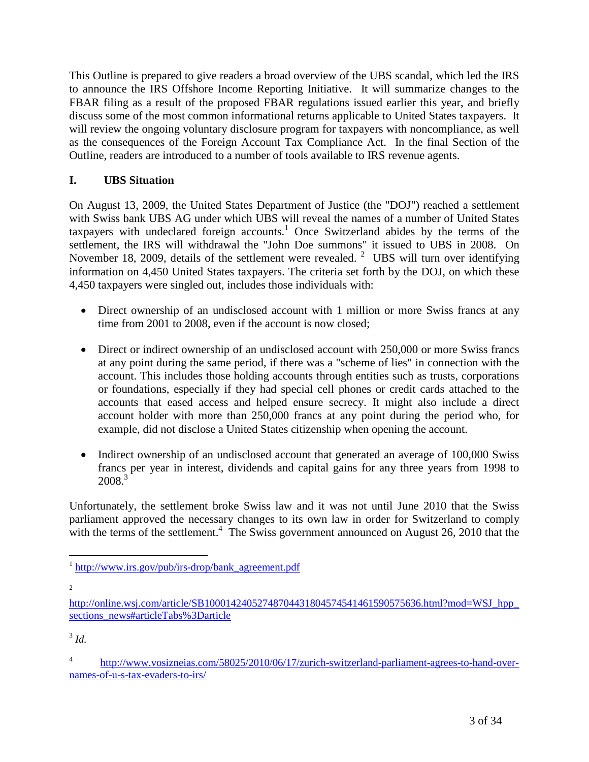This Outline is prepared to give readers a broad overview of the UBS scandal, which led the IRS to announce the IRS Offshore Income Reporting Initiative. It will summarize changes to the FBAR filing as a result of the proposed FBAR regulations issued earlier this year, and briefly discuss some of the most common informational returns applicable to United States taxpayers. It will review the ongoing voluntary disclosure program for taxpayers with noncompliance, as well as the consequences of the Foreign Account Tax Compliance Act. In the final Section of the Outline, readers are introduced to a number of tools available to IRS revenue agents.

## I. UBS Situation

On August 13, 2009, the United States Department of Justice (the "DOJ") reached a settlement with Swiss bank UBS AG under which UBS will reveal the names of a number of United States taxpayers with undeclared foreign accounts.[1] Once Switzerland abides by the terms of the settlement, the IRS will withdrawal the "John Doe summons" it issued to UBS in 2008. On November 18, 2009, details of the settlement were revealed.[2] UBS will turn over identifying information on 4,450 United States taxpayers. The criteria set forth by the DOJ, on which these 4,450 taxpayers were singled out, includes those individuals with:

- Direct ownership of an undisclosed account with 1 million or more Swiss francs at any time from 2001 to 2008, even if the account is now closed;
- Direct or indirect ownership of an undisclosed account with 250,000 or more Swiss francs at any point during the same period, if there was a "scheme of lies" in connection with the account. This includes those holding accounts through entities such as trusts, corporations or foundations, especially if they had special cell phones or credit cards attached to the accounts that eased access and helped ensure secrecy. It might also include a direct account holder with more than 250,000 francs at any point during the period who, for example, did not disclose a United States citizenship when opening the account.
- Indirect ownership of an undisclosed account that generated an average of 100,000 Swiss francs per year in interest, dividends and capital gains for any three years from 1998 to 2008.[3]

Unfortunately, the settlement broke Swiss law and it was not until June 2010 that the Swiss parliament approved the necessary changes to its own law in order for Switzerland to comply with the terms of the settlement.[4] The Swiss government announced on August 26, 2010 that the

---

[1] http://www.irs.gov/pub/irs-drop/bank_agreement.pdf

[2] http://online.wsj.com/article/SB10001424052748704431804574541461590575636.html?mod=WSJ_hpp_sections_news#articleTabs%3Darticle

[3] *Id.*

[4] http://www.vosizneias.com/58025/2010/06/17/zurich-switzerland-parliament-agrees-to-hand-over-names-of-u-s-tax-evaders-to-irs/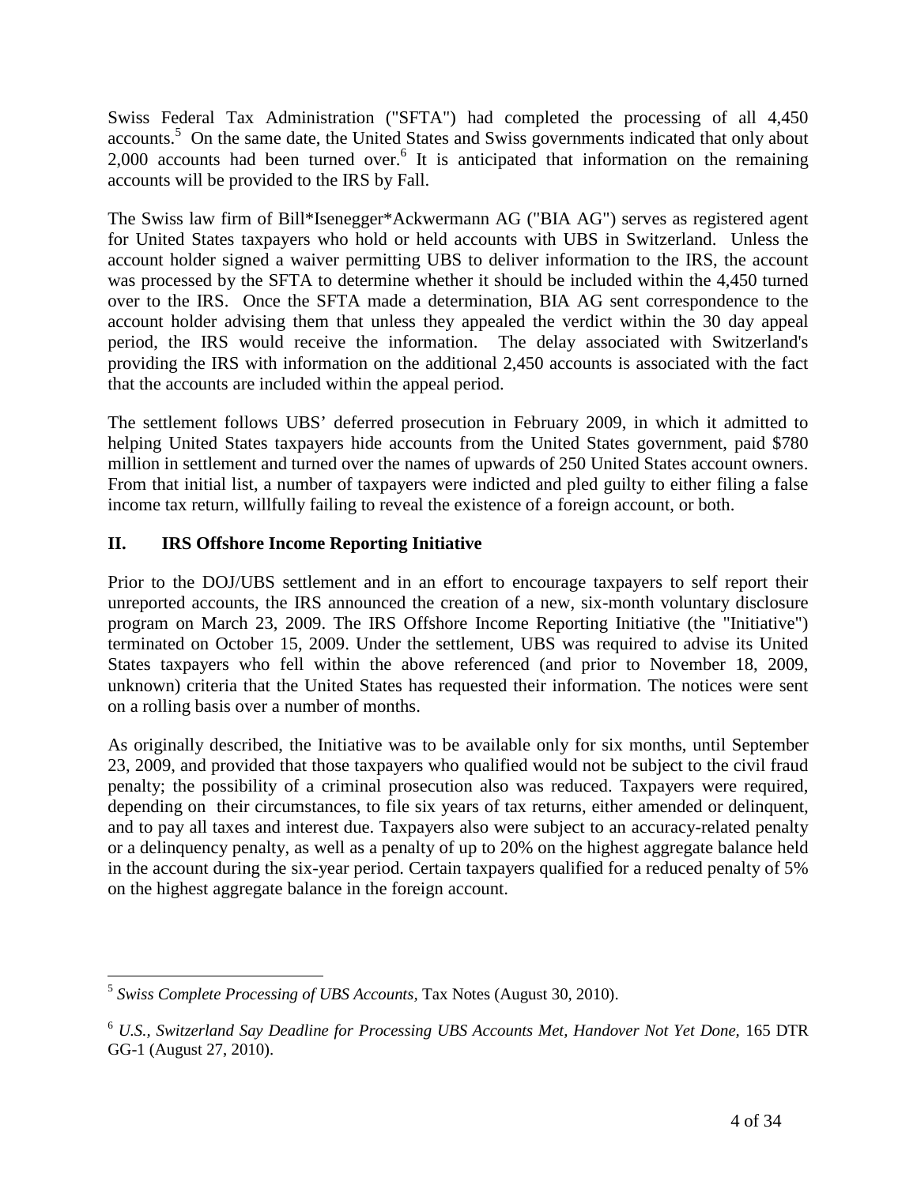Swiss Federal Tax Administration ("SFTA") had completed the processing of all 4,450 accounts.[5] On the same date, the United States and Swiss governments indicated that only about 2,000 accounts had been turned over.[6] It is anticipated that information on the remaining accounts will be provided to the IRS by Fall.

The Swiss law firm of Bill*Isenegger*Ackwermann AG ("BIA AG") serves as registered agent for United States taxpayers who hold or held accounts with UBS in Switzerland. Unless the account holder signed a waiver permitting UBS to deliver information to the IRS, the account was processed by the SFTA to determine whether it should be included within the 4,450 turned over to the IRS. Once the SFTA made a determination, BIA AG sent correspondence to the account holder advising them that unless they appealed the verdict within the 30 day appeal period, the IRS would receive the information. The delay associated with Switzerland's providing the IRS with information on the additional 2,450 accounts is associated with the fact that the accounts are included within the appeal period.

The settlement follows UBS' deferred prosecution in February 2009, in which it admitted to helping United States taxpayers hide accounts from the United States government, paid $780 million in settlement and turned over the names of upwards of 250 United States account owners. From that initial list, a number of taxpayers were indicted and pled guilty to either filing a false income tax return, willfully failing to reveal the existence of a foreign account, or both.

## II. IRS Offshore Income Reporting Initiative

Prior to the DOJ/UBS settlement and in an effort to encourage taxpayers to self report their unreported accounts, the IRS announced the creation of a new, six-month voluntary disclosure program on March 23, 2009. The IRS Offshore Income Reporting Initiative (the "Initiative") terminated on October 15, 2009. Under the settlement, UBS was required to advise its United States taxpayers who fell within the above referenced (and prior to November 18, 2009, unknown) criteria that the United States has requested their information. The notices were sent on a rolling basis over a number of months.

As originally described, the Initiative was to be available only for six months, until September 23, 2009, and provided that those taxpayers who qualified would not be subject to the civil fraud penalty; the possibility of a criminal prosecution also was reduced. Taxpayers were required, depending on their circumstances, to file six years of tax returns, either amended or delinquent, and to pay all taxes and interest due. Taxpayers also were subject to an accuracy-related penalty or a delinquency penalty, as well as a penalty of up to 20% on the highest aggregate balance held in the account during the six-year period. Certain taxpayers qualified for a reduced penalty of 5% on the highest aggregate balance in the foreign account.

---

[5] *Swiss Complete Processing of UBS Accounts*, Tax Notes (August 30, 2010).

[6] *U.S., Switzerland Say Deadline for Processing UBS Accounts Met, Handover Not Yet Done*, 165 DTR GG-1 (August 27, 2010).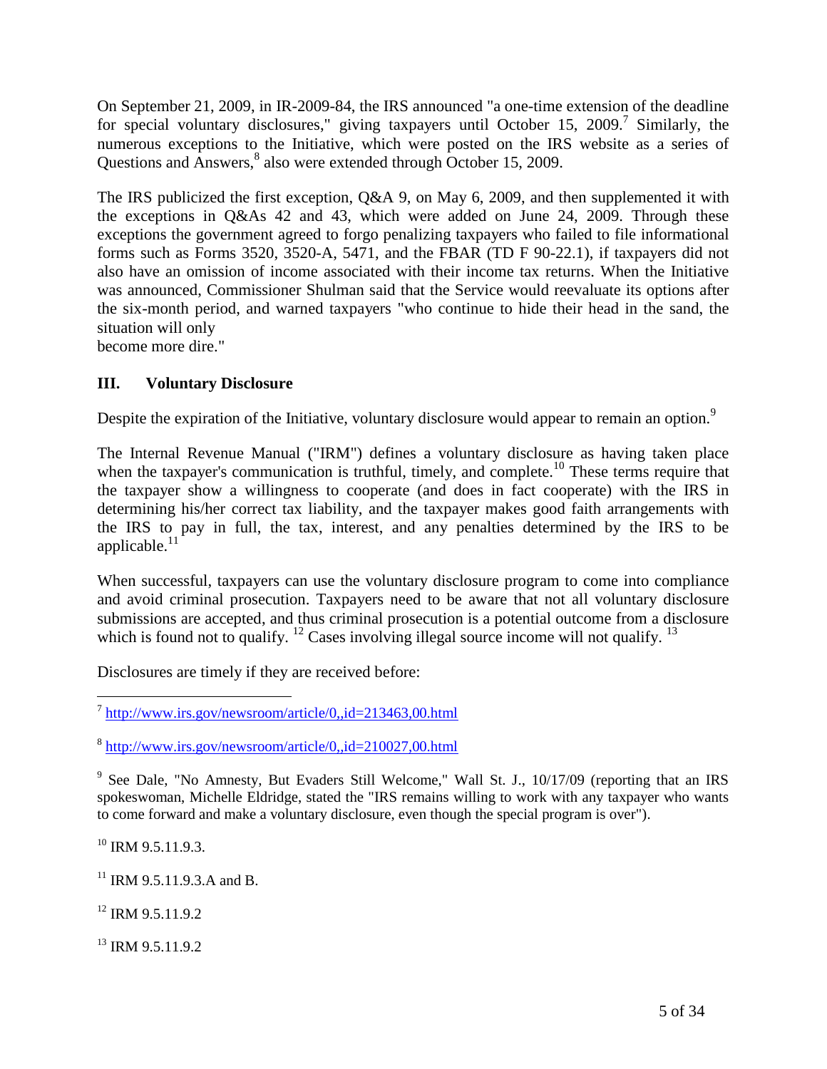On September 21, 2009, in IR-2009-84, the IRS announced "a one-time extension of the deadline for special voluntary disclosures," giving taxpayers until October 15, 2009.[7] Similarly, the numerous exceptions to the Initiative, which were posted on the IRS website as a series of Questions and Answers,[8] also were extended through October 15, 2009.

The IRS publicized the first exception, Q&A 9, on May 6, 2009, and then supplemented it with the exceptions in Q&As 42 and 43, which were added on June 24, 2009. Through these exceptions the government agreed to forgo penalizing taxpayers who failed to file informational forms such as Forms 3520, 3520-A, 5471, and the FBAR (TD F 90-22.1), if taxpayers did not also have an omission of income associated with their income tax returns. When the Initiative was announced, Commissioner Shulman said that the Service would reevaluate its options after the six-month period, and warned taxpayers "who continue to hide their head in the sand, the situation will only become more dire."

## III. Voluntary Disclosure

Despite the expiration of the Initiative, voluntary disclosure would appear to remain an option.[9]

The Internal Revenue Manual ("IRM") defines a voluntary disclosure as having taken place when the taxpayer's communication is truthful, timely, and complete.[10] These terms require that the taxpayer show a willingness to cooperate (and does in fact cooperate) with the IRS in determining his/her correct tax liability, and the taxpayer makes good faith arrangements with the IRS to pay in full, the tax, interest, and any penalties determined by the IRS to be applicable.[11]

When successful, taxpayers can use the voluntary disclosure program to come into compliance and avoid criminal prosecution. Taxpayers need to be aware that not all voluntary disclosure submissions are accepted, and thus criminal prosecution is a potential outcome from a disclosure which is found not to qualify. [12] Cases involving illegal source income will not qualify. [13]

Disclosures are timely if they are received before:

---

[7] http://www.irs.gov/newsroom/article/0,,id=213463,00.html

[8] http://www.irs.gov/newsroom/article/0,,id=210027,00.html

[9] See Dale, "No Amnesty, But Evaders Still Welcome," Wall St. J., 10/17/09 (reporting that an IRS spokeswoman, Michelle Eldridge, stated the "IRS remains willing to work with any taxpayer who wants to come forward and make a voluntary disclosure, even though the special program is over").

[10] IRM 9.5.11.9.3.

[11] IRM 9.5.11.9.3.A and B.

[12] IRM 9.5.11.9.2

[13] IRM 9.5.11.9.2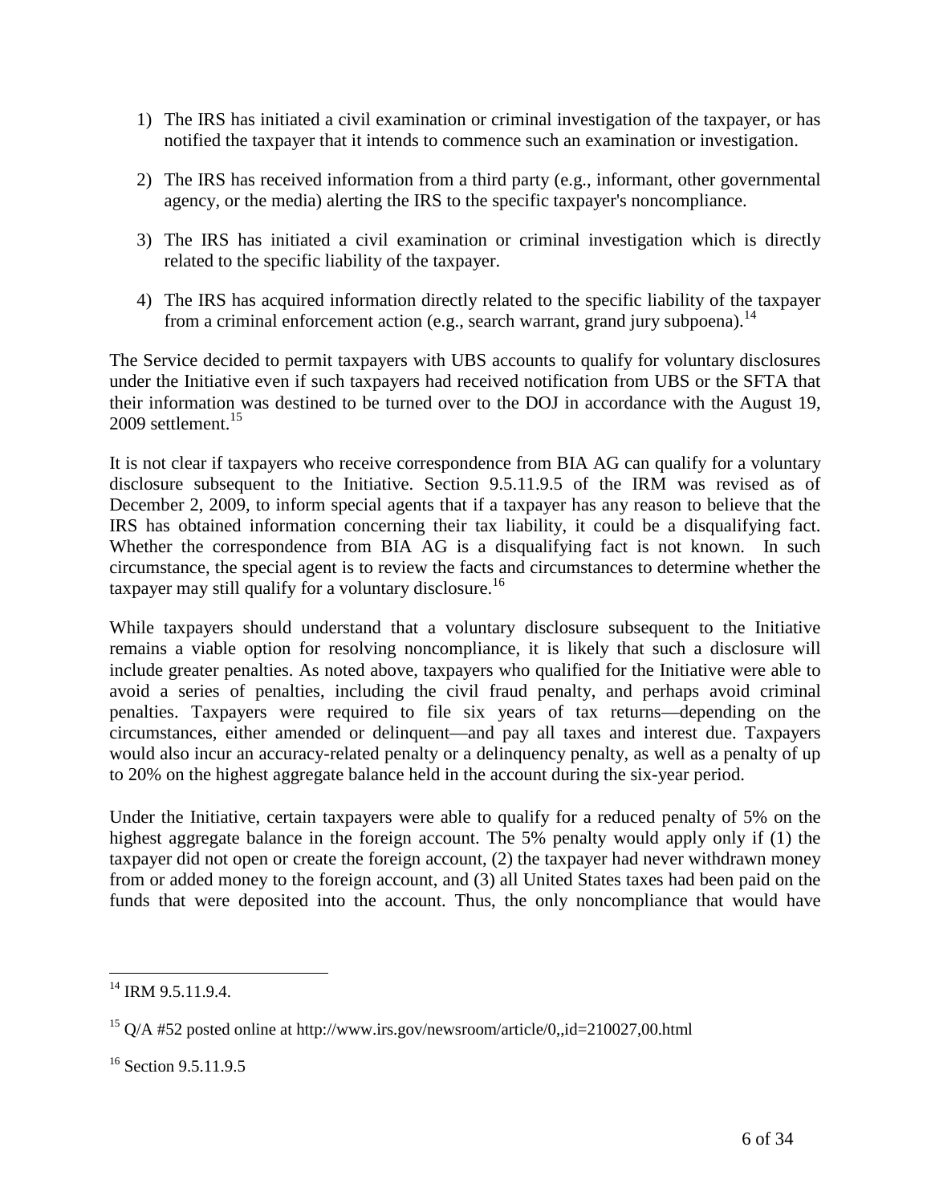1) The IRS has initiated a civil examination or criminal investigation of the taxpayer, or has notified the taxpayer that it intends to commence such an examination or investigation.

2) The IRS has received information from a third party (e.g., informant, other governmental agency, or the media) alerting the IRS to the specific taxpayer's noncompliance.

3) The IRS has initiated a civil examination or criminal investigation which is directly related to the specific liability of the taxpayer.

4) The IRS has acquired information directly related to the specific liability of the taxpayer from a criminal enforcement action (e.g., search warrant, grand jury subpoena).[14]

The Service decided to permit taxpayers with UBS accounts to qualify for voluntary disclosures under the Initiative even if such taxpayers had received notification from UBS or the SFTA that their information was destined to be turned over to the DOJ in accordance with the August 19, 2009 settlement.[15]

It is not clear if taxpayers who receive correspondence from BIA AG can qualify for a voluntary disclosure subsequent to the Initiative. Section 9.5.11.9.5 of the IRM was revised as of December 2, 2009, to inform special agents that if a taxpayer has any reason to believe that the IRS has obtained information concerning their tax liability, it could be a disqualifying fact. Whether the correspondence from BIA AG is a disqualifying fact is not known. In such circumstance, the special agent is to review the facts and circumstances to determine whether the taxpayer may still qualify for a voluntary disclosure.[16]

While taxpayers should understand that a voluntary disclosure subsequent to the Initiative remains a viable option for resolving noncompliance, it is likely that such a disclosure will include greater penalties. As noted above, taxpayers who qualified for the Initiative were able to avoid a series of penalties, including the civil fraud penalty, and perhaps avoid criminal penalties. Taxpayers were required to file six years of tax returns—depending on the circumstances, either amended or delinquent—and pay all taxes and interest due. Taxpayers would also incur an accuracy-related penalty or a delinquency penalty, as well as a penalty of up to 20% on the highest aggregate balance held in the account during the six-year period.

Under the Initiative, certain taxpayers were able to qualify for a reduced penalty of 5% on the highest aggregate balance in the foreign account. The 5% penalty would apply only if (1) the taxpayer did not open or create the foreign account, (2) the taxpayer had never withdrawn money from or added money to the foreign account, and (3) all United States taxes had been paid on the funds that were deposited into the account. Thus, the only noncompliance that would have

---

[14] IRM 9.5.11.9.4.

[15] Q/A #52 posted online at http://www.irs.gov/newsroom/article/0,,id=210027,00.html

[16] Section 9.5.11.9.5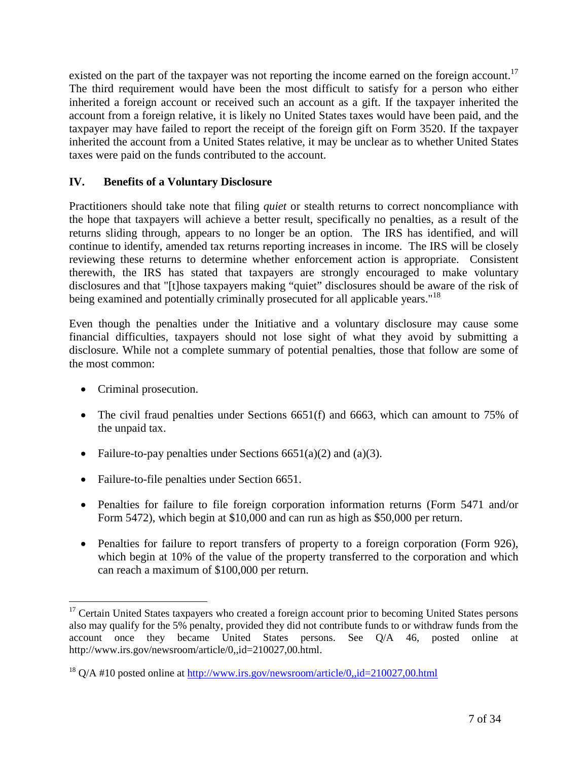existed on the part of the taxpayer was not reporting the income earned on the foreign account.[17] The third requirement would have been the most difficult to satisfy for a person who either inherited a foreign account or received such an account as a gift. If the taxpayer inherited the account from a foreign relative, it is likely no United States taxes would have been paid, and the taxpayer may have failed to report the receipt of the foreign gift on Form 3520. If the taxpayer inherited the account from a United States relative, it may be unclear as to whether United States taxes were paid on the funds contributed to the account.

## IV. Benefits of a Voluntary Disclosure

Practitioners should take note that filing *quiet* or stealth returns to correct noncompliance with the hope that taxpayers will achieve a better result, specifically no penalties, as a result of the returns sliding through, appears to no longer be an option. The IRS has identified, and will continue to identify, amended tax returns reporting increases in income. The IRS will be closely reviewing these returns to determine whether enforcement action is appropriate. Consistent therewith, the IRS has stated that taxpayers are strongly encouraged to make voluntary disclosures and that "[t]hose taxpayers making "quiet" disclosures should be aware of the risk of being examined and potentially criminally prosecuted for all applicable years."[18]

Even though the penalties under the Initiative and a voluntary disclosure may cause some financial difficulties, taxpayers should not lose sight of what they avoid by submitting a disclosure. While not a complete summary of potential penalties, those that follow are some of the most common:

- Criminal prosecution.
- The civil fraud penalties under Sections 6651(f) and 6663, which can amount to 75% of the unpaid tax.
- Failure-to-pay penalties under Sections 6651(a)(2) and (a)(3).
- Failure-to-file penalties under Section 6651.
- Penalties for failure to file foreign corporation information returns (Form 5471 and/or Form 5472), which begin at $10,000 and can run as high as $50,000 per return.
- Penalties for failure to report transfers of property to a foreign corporation (Form 926), which begin at 10% of the value of the property transferred to the corporation and which can reach a maximum of $100,000 per return.

---

[17] Certain United States taxpayers who created a foreign account prior to becoming United States persons also may qualify for the 5% penalty, provided they did not contribute funds to or withdraw funds from the account once they became United States persons. See Q/A 46, posted online at http://www.irs.gov/newsroom/article/0,,id=210027,00.html.

[18] Q/A #10 posted online at http://www.irs.gov/newsroom/article/0,,id=210027,00.html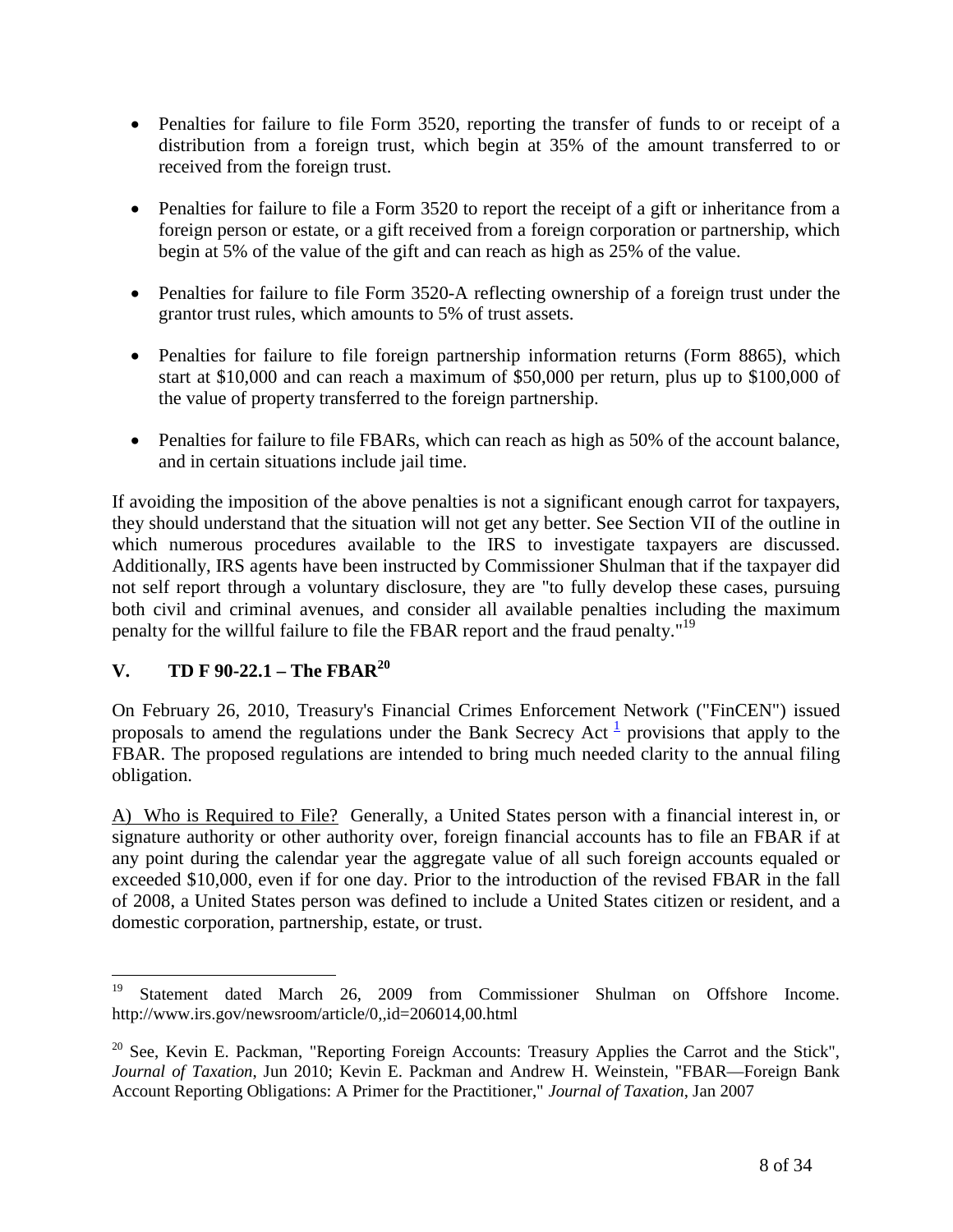- Penalties for failure to file Form 3520, reporting the transfer of funds to or receipt of a distribution from a foreign trust, which begin at 35% of the amount transferred to or received from the foreign trust.
- Penalties for failure to file a Form 3520 to report the receipt of a gift or inheritance from a foreign person or estate, or a gift received from a foreign corporation or partnership, which begin at 5% of the value of the gift and can reach as high as 25% of the value.
- Penalties for failure to file Form 3520-A reflecting ownership of a foreign trust under the grantor trust rules, which amounts to 5% of trust assets.
- Penalties for failure to file foreign partnership information returns (Form 8865), which start at $10,000 and can reach a maximum of $50,000 per return, plus up to $100,000 of the value of property transferred to the foreign partnership.
- Penalties for failure to file FBARs, which can reach as high as 50% of the account balance, and in certain situations include jail time.

If avoiding the imposition of the above penalties is not a significant enough carrot for taxpayers, they should understand that the situation will not get any better. See Section VII of the outline in which numerous procedures available to the IRS to investigate taxpayers are discussed. Additionally, IRS agents have been instructed by Commissioner Shulman that if the taxpayer did not self report through a voluntary disclosure, they are "to fully develop these cases, pursuing both civil and criminal avenues, and consider all available penalties including the maximum penalty for the willful failure to file the FBAR report and the fraud penalty."[19]

## V. TD F 90-22.1 – The FBAR[20]

On February 26, 2010, Treasury's Financial Crimes Enforcement Network ("FinCEN") issued proposals to amend the regulations under the Bank Secrecy Act [1] provisions that apply to the FBAR. The proposed regulations are intended to bring much needed clarity to the annual filing obligation.

A) Who is Required to File? Generally, a United States person with a financial interest in, or signature authority or other authority over, foreign financial accounts has to file an FBAR if at any point during the calendar year the aggregate value of all such foreign accounts equaled or exceeded $10,000, even if for one day. Prior to the introduction of the revised FBAR in the fall of 2008, a United States person was defined to include a United States citizen or resident, and a domestic corporation, partnership, estate, or trust.

---

[19] Statement dated March 26, 2009 from Commissioner Shulman on Offshore Income. http://www.irs.gov/newsroom/article/0,,id=206014,00.html

[20] See, Kevin E. Packman, "Reporting Foreign Accounts: Treasury Applies the Carrot and the Stick", *Journal of Taxation*, Jun 2010; Kevin E. Packman and Andrew H. Weinstein, "FBAR—Foreign Bank Account Reporting Obligations: A Primer for the Practitioner," *Journal of Taxation*, Jan 2007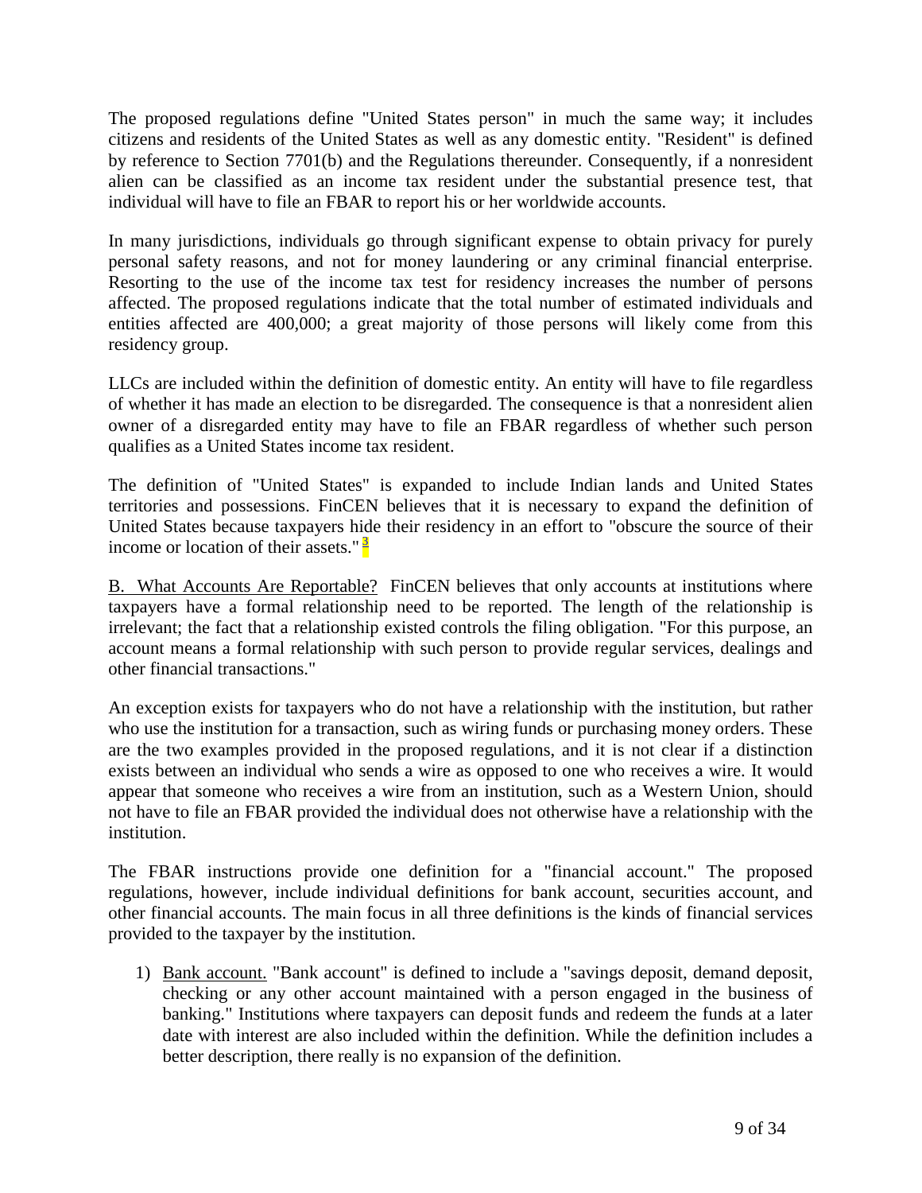The proposed regulations define "United States person" in much the same way; it includes citizens and residents of the United States as well as any domestic entity. "Resident" is defined by reference to Section 7701(b) and the Regulations thereunder. Consequently, if a nonresident alien can be classified as an income tax resident under the substantial presence test, that individual will have to file an FBAR to report his or her worldwide accounts.

In many jurisdictions, individuals go through significant expense to obtain privacy for purely personal safety reasons, and not for money laundering or any criminal financial enterprise. Resorting to the use of the income tax test for residency increases the number of persons affected. The proposed regulations indicate that the total number of estimated individuals and entities affected are 400,000; a great majority of those persons will likely come from this residency group.

LLCs are included within the definition of domestic entity. An entity will have to file regardless of whether it has made an election to be disregarded. The consequence is that a nonresident alien owner of a disregarded entity may have to file an FBAR regardless of whether such person qualifies as a United States income tax resident.

The definition of "United States" is expanded to include Indian lands and United States territories and possessions. FinCEN believes that it is necessary to expand the definition of United States because taxpayers hide their residency in an effort to "obscure the source of their income or location of their assets." [3]

B. What Accounts Are Reportable? FinCEN believes that only accounts at institutions where taxpayers have a formal relationship need to be reported. The length of the relationship is irrelevant; the fact that a relationship existed controls the filing obligation. "For this purpose, an account means a formal relationship with such person to provide regular services, dealings and other financial transactions."

An exception exists for taxpayers who do not have a relationship with the institution, but rather who use the institution for a transaction, such as wiring funds or purchasing money orders. These are the two examples provided in the proposed regulations, and it is not clear if a distinction exists between an individual who sends a wire as opposed to one who receives a wire. It would appear that someone who receives a wire from an institution, such as a Western Union, should not have to file an FBAR provided the individual does not otherwise have a relationship with the institution.

The FBAR instructions provide one definition for a "financial account." The proposed regulations, however, include individual definitions for bank account, securities account, and other financial accounts. The main focus in all three definitions is the kinds of financial services provided to the taxpayer by the institution.

1) Bank account. "Bank account" is defined to include a "savings deposit, demand deposit, checking or any other account maintained with a person engaged in the business of banking." Institutions where taxpayers can deposit funds and redeem the funds at a later date with interest are also included within the definition. While the definition includes a better description, there really is no expansion of the definition.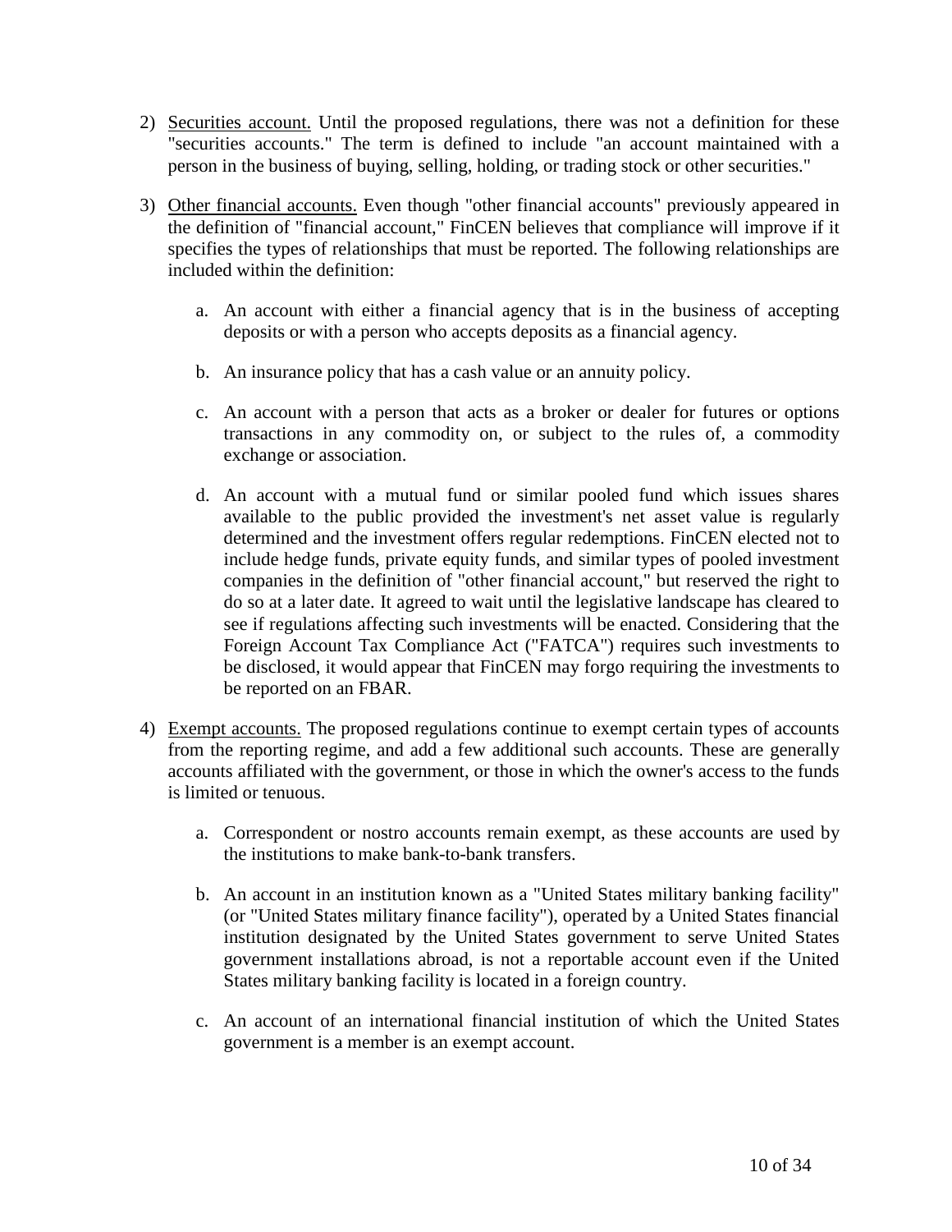2) <u>Securities account.</u> Until the proposed regulations, there was not a definition for these "securities accounts." The term is defined to include "an account maintained with a person in the business of buying, selling, holding, or trading stock or other securities."

3) <u>Other financial accounts.</u> Even though "other financial accounts" previously appeared in the definition of "financial account," FinCEN believes that compliance will improve if it specifies the types of relationships that must be reported. The following relationships are included within the definition:

    a. An account with either a financial agency that is in the business of accepting deposits or with a person who accepts deposits as a financial agency.

    b. An insurance policy that has a cash value or an annuity policy.

    c. An account with a person that acts as a broker or dealer for futures or options transactions in any commodity on, or subject to the rules of, a commodity exchange or association.

    d. An account with a mutual fund or similar pooled fund which issues shares available to the public provided the investment's net asset value is regularly determined and the investment offers regular redemptions. FinCEN elected not to include hedge funds, private equity funds, and similar types of pooled investment companies in the definition of "other financial account," but reserved the right to do so at a later date. It agreed to wait until the legislative landscape has cleared to see if regulations affecting such investments will be enacted. Considering that the Foreign Account Tax Compliance Act ("FATCA") requires such investments to be disclosed, it would appear that FinCEN may forgo requiring the investments to be reported on an FBAR.

4) <u>Exempt accounts.</u> The proposed regulations continue to exempt certain types of accounts from the reporting regime, and add a few additional such accounts. These are generally accounts affiliated with the government, or those in which the owner's access to the funds is limited or tenuous.

    a. Correspondent or nostro accounts remain exempt, as these accounts are used by the institutions to make bank-to-bank transfers.

    b. An account in an institution known as a "United States military banking facility" (or "United States military finance facility"), operated by a United States financial institution designated by the United States government to serve United States government installations abroad, is not a reportable account even if the United States military banking facility is located in a foreign country.

    c. An account of an international financial institution of which the United States government is a member is an exempt account.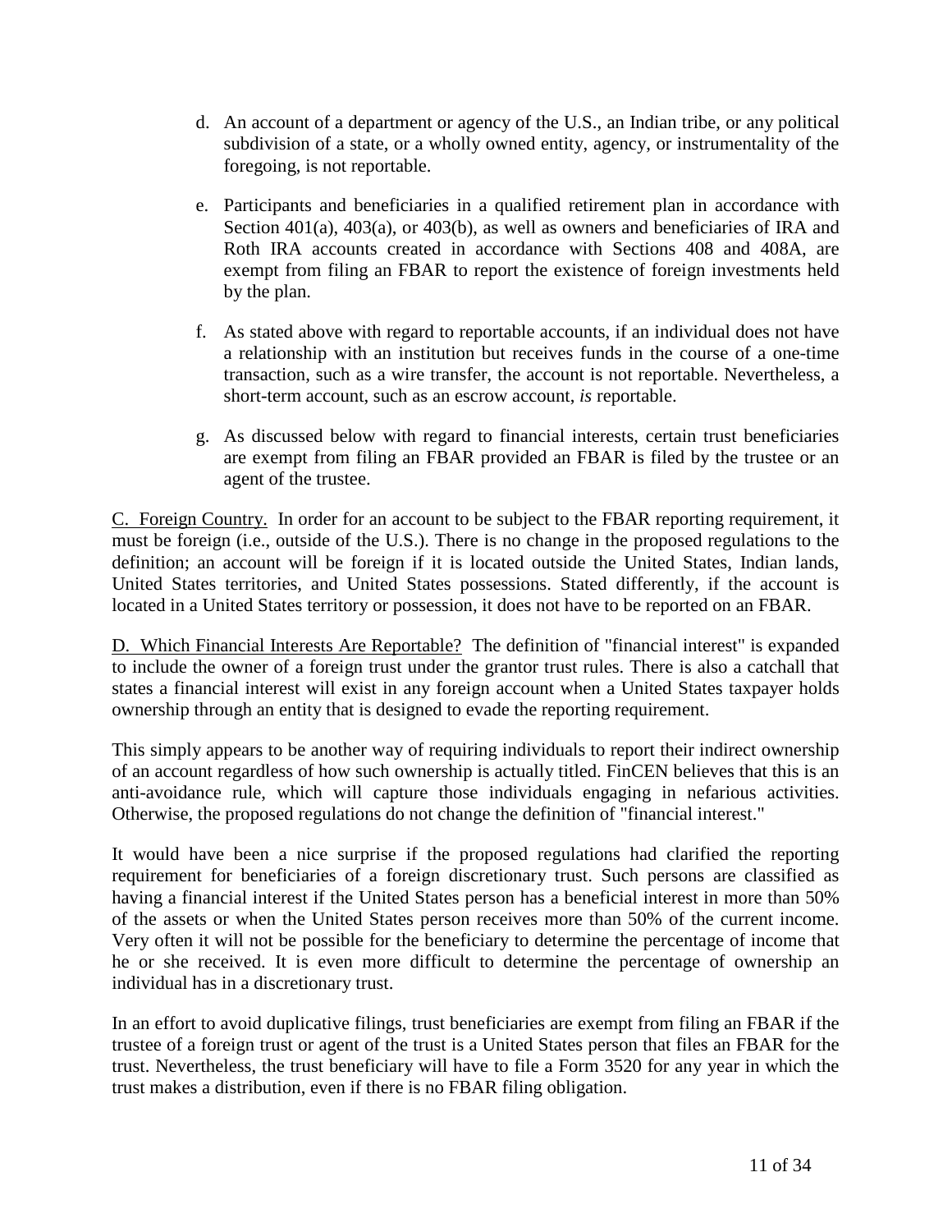d. An account of a department or agency of the U.S., an Indian tribe, or any political subdivision of a state, or a wholly owned entity, agency, or instrumentality of the foregoing, is not reportable.

e. Participants and beneficiaries in a qualified retirement plan in accordance with Section 401(a), 403(a), or 403(b), as well as owners and beneficiaries of IRA and Roth IRA accounts created in accordance with Sections 408 and 408A, are exempt from filing an FBAR to report the existence of foreign investments held by the plan.

f. As stated above with regard to reportable accounts, if an individual does not have a relationship with an institution but receives funds in the course of a one-time transaction, such as a wire transfer, the account is not reportable. Nevertheless, a short-term account, such as an escrow account, *is* reportable.

g. As discussed below with regard to financial interests, certain trust beneficiaries are exempt from filing an FBAR provided an FBAR is filed by the trustee or an agent of the trustee.

C. Foreign Country. In order for an account to be subject to the FBAR reporting requirement, it must be foreign (i.e., outside of the U.S.). There is no change in the proposed regulations to the definition; an account will be foreign if it is located outside the United States, Indian lands, United States territories, and United States possessions. Stated differently, if the account is located in a United States territory or possession, it does not have to be reported on an FBAR.

D. Which Financial Interests Are Reportable? The definition of "financial interest" is expanded to include the owner of a foreign trust under the grantor trust rules. There is also a catchall that states a financial interest will exist in any foreign account when a United States taxpayer holds ownership through an entity that is designed to evade the reporting requirement.

This simply appears to be another way of requiring individuals to report their indirect ownership of an account regardless of how such ownership is actually titled. FinCEN believes that this is an anti-avoidance rule, which will capture those individuals engaging in nefarious activities. Otherwise, the proposed regulations do not change the definition of "financial interest."

It would have been a nice surprise if the proposed regulations had clarified the reporting requirement for beneficiaries of a foreign discretionary trust. Such persons are classified as having a financial interest if the United States person has a beneficial interest in more than 50% of the assets or when the United States person receives more than 50% of the current income. Very often it will not be possible for the beneficiary to determine the percentage of income that he or she received. It is even more difficult to determine the percentage of ownership an individual has in a discretionary trust.

In an effort to avoid duplicative filings, trust beneficiaries are exempt from filing an FBAR if the trustee of a foreign trust or agent of the trust is a United States person that files an FBAR for the trust. Nevertheless, the trust beneficiary will have to file a Form 3520 for any year in which the trust makes a distribution, even if there is no FBAR filing obligation.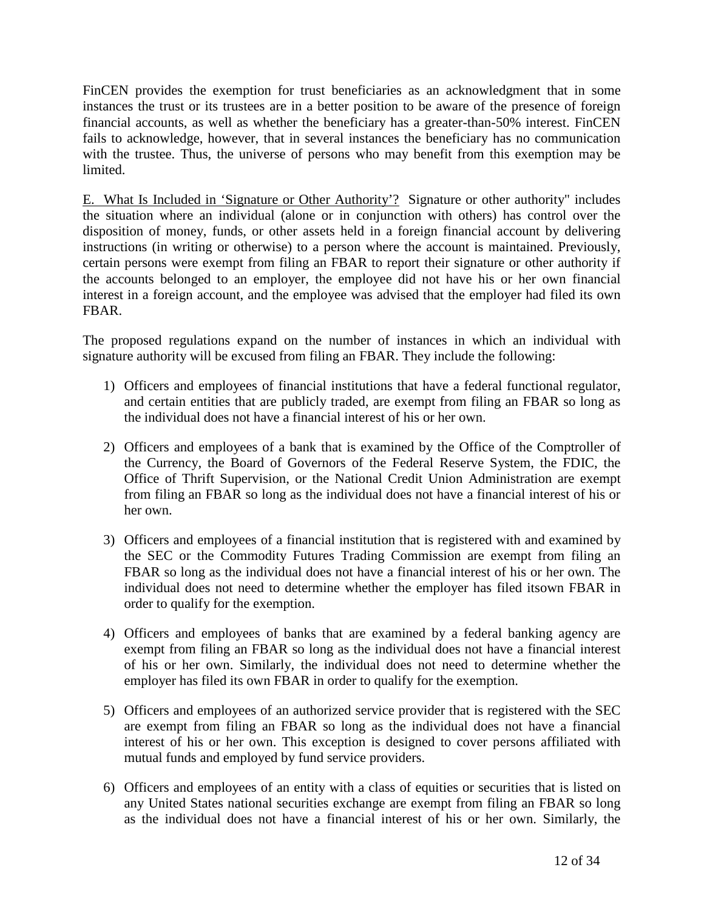FinCEN provides the exemption for trust beneficiaries as an acknowledgment that in some instances the trust or its trustees are in a better position to be aware of the presence of foreign financial accounts, as well as whether the beneficiary has a greater-than-50% interest. FinCEN fails to acknowledge, however, that in several instances the beneficiary has no communication with the trustee. Thus, the universe of persons who may benefit from this exemption may be limited.

E. What Is Included in 'Signature or Other Authority'? Signature or other authority" includes the situation where an individual (alone or in conjunction with others) has control over the disposition of money, funds, or other assets held in a foreign financial account by delivering instructions (in writing or otherwise) to a person where the account is maintained. Previously, certain persons were exempt from filing an FBAR to report their signature or other authority if the accounts belonged to an employer, the employee did not have his or her own financial interest in a foreign account, and the employee was advised that the employer had filed its own FBAR.

The proposed regulations expand on the number of instances in which an individual with signature authority will be excused from filing an FBAR. They include the following:

1) Officers and employees of financial institutions that have a federal functional regulator, and certain entities that are publicly traded, are exempt from filing an FBAR so long as the individual does not have a financial interest of his or her own.
2) Officers and employees of a bank that is examined by the Office of the Comptroller of the Currency, the Board of Governors of the Federal Reserve System, the FDIC, the Office of Thrift Supervision, or the National Credit Union Administration are exempt from filing an FBAR so long as the individual does not have a financial interest of his or her own.
3) Officers and employees of a financial institution that is registered with and examined by the SEC or the Commodity Futures Trading Commission are exempt from filing an FBAR so long as the individual does not have a financial interest of his or her own. The individual does not need to determine whether the employer has filed itsown FBAR in order to qualify for the exemption.
4) Officers and employees of banks that are examined by a federal banking agency are exempt from filing an FBAR so long as the individual does not have a financial interest of his or her own. Similarly, the individual does not need to determine whether the employer has filed its own FBAR in order to qualify for the exemption.
5) Officers and employees of an authorized service provider that is registered with the SEC are exempt from filing an FBAR so long as the individual does not have a financial interest of his or her own. This exception is designed to cover persons affiliated with mutual funds and employed by fund service providers.
6) Officers and employees of an entity with a class of equities or securities that is listed on any United States national securities exchange are exempt from filing an FBAR so long as the individual does not have a financial interest of his or her own. Similarly, the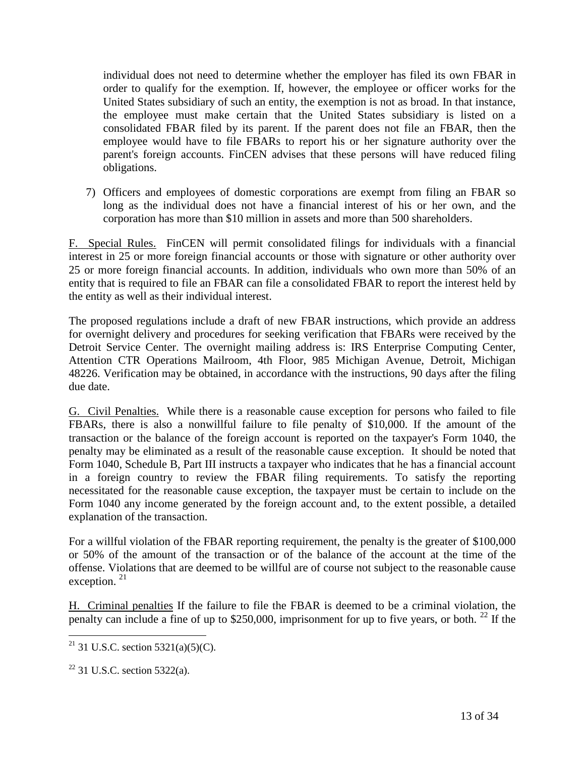individual does not need to determine whether the employer has filed its own FBAR in order to qualify for the exemption. If, however, the employee or officer works for the United States subsidiary of such an entity, the exemption is not as broad. In that instance, the employee must make certain that the United States subsidiary is listed on a consolidated FBAR filed by its parent. If the parent does not file an FBAR, then the employee would have to file FBARs to report his or her signature authority over the parent's foreign accounts. FinCEN advises that these persons will have reduced filing obligations.

7) Officers and employees of domestic corporations are exempt from filing an FBAR so long as the individual does not have a financial interest of his or her own, and the corporation has more than $10 million in assets and more than 500 shareholders.

F. Special Rules. FinCEN will permit consolidated filings for individuals with a financial interest in 25 or more foreign financial accounts or those with signature or other authority over 25 or more foreign financial accounts. In addition, individuals who own more than 50% of an entity that is required to file an FBAR can file a consolidated FBAR to report the interest held by the entity as well as their individual interest.

The proposed regulations include a draft of new FBAR instructions, which provide an address for overnight delivery and procedures for seeking verification that FBARs were received by the Detroit Service Center. The overnight mailing address is: IRS Enterprise Computing Center, Attention CTR Operations Mailroom, 4th Floor, 985 Michigan Avenue, Detroit, Michigan 48226. Verification may be obtained, in accordance with the instructions, 90 days after the filing due date.

G. Civil Penalties. While there is a reasonable cause exception for persons who failed to file FBARs, there is also a nonwillful failure to file penalty of $10,000. If the amount of the transaction or the balance of the foreign account is reported on the taxpayer's Form 1040, the penalty may be eliminated as a result of the reasonable cause exception. It should be noted that Form 1040, Schedule B, Part III instructs a taxpayer who indicates that he has a financial account in a foreign country to review the FBAR filing requirements. To satisfy the reporting necessitated for the reasonable cause exception, the taxpayer must be certain to include on the Form 1040 any income generated by the foreign account and, to the extent possible, a detailed explanation of the transaction.

For a willful violation of the FBAR reporting requirement, the penalty is the greater of $100,000 or 50% of the amount of the transaction or of the balance of the account at the time of the offense. Violations that are deemed to be willful are of course not subject to the reasonable cause exception. [21]

H. Criminal penalties If the failure to file the FBAR is deemed to be a criminal violation, the penalty can include a fine of up to $250,000, imprisonment for up to five years, or both. [22] If the

---

[21] 31 U.S.C. section 5321(a)(5)(C).

[22] 31 U.S.C. section 5322(a).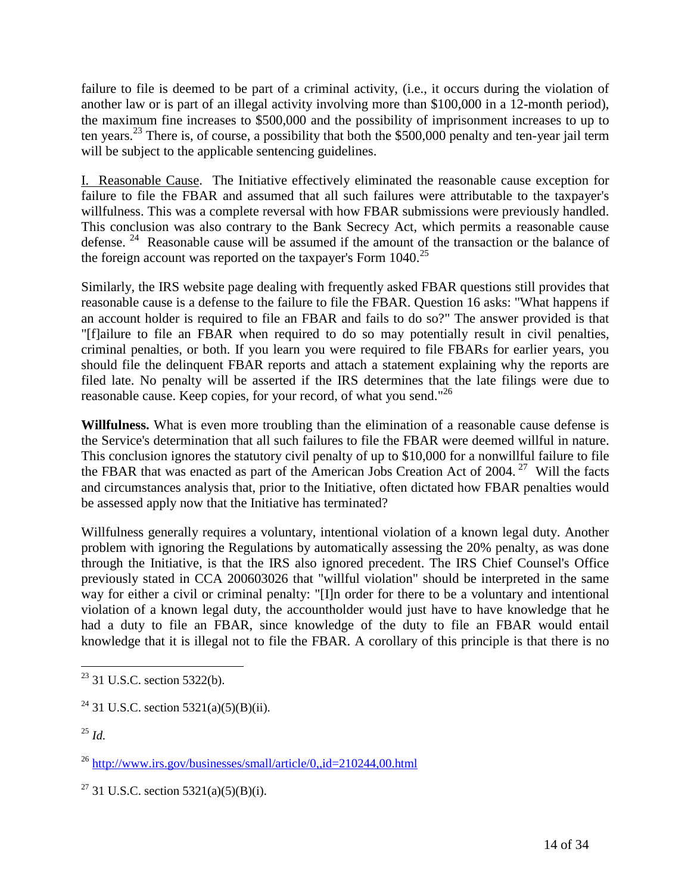failure to file is deemed to be part of a criminal activity, (i.e., it occurs during the violation of another law or is part of an illegal activity involving more than $100,000 in a 12-month period), the maximum fine increases to $500,000 and the possibility of imprisonment increases to up to ten years.[23] There is, of course, a possibility that both the $500,000 penalty and ten-year jail term will be subject to the applicable sentencing guidelines.

I. Reasonable Cause. The Initiative effectively eliminated the reasonable cause exception for failure to file the FBAR and assumed that all such failures were attributable to the taxpayer's willfulness. This was a complete reversal with how FBAR submissions were previously handled. This conclusion was also contrary to the Bank Secrecy Act, which permits a reasonable cause defense. [24] Reasonable cause will be assumed if the amount of the transaction or the balance of the foreign account was reported on the taxpayer's Form 1040.[25]

Similarly, the IRS website page dealing with frequently asked FBAR questions still provides that reasonable cause is a defense to the failure to file the FBAR. Question 16 asks: "What happens if an account holder is required to file an FBAR and fails to do so?" The answer provided is that "[f]ailure to file an FBAR when required to do so may potentially result in civil penalties, criminal penalties, or both. If you learn you were required to file FBARs for earlier years, you should file the delinquent FBAR reports and attach a statement explaining why the reports are filed late. No penalty will be asserted if the IRS determines that the late filings were due to reasonable cause. Keep copies, for your record, of what you send."[26]

**Willfulness.** What is even more troubling than the elimination of a reasonable cause defense is the Service's determination that all such failures to file the FBAR were deemed willful in nature. This conclusion ignores the statutory civil penalty of up to $10,000 for a nonwillful failure to file the FBAR that was enacted as part of the American Jobs Creation Act of 2004. [27] Will the facts and circumstances analysis that, prior to the Initiative, often dictated how FBAR penalties would be assessed apply now that the Initiative has terminated?

Willfulness generally requires a voluntary, intentional violation of a known legal duty. Another problem with ignoring the Regulations by automatically assessing the 20% penalty, as was done through the Initiative, is that the IRS also ignored precedent. The IRS Chief Counsel's Office previously stated in CCA 200603026 that "willful violation" should be interpreted in the same way for either a civil or criminal penalty: "[I]n order for there to be a voluntary and intentional violation of a known legal duty, the accountholder would just have to have knowledge that he had a duty to file an FBAR, since knowledge of the duty to file an FBAR would entail knowledge that it is illegal not to file the FBAR. A corollary of this principle is that there is no

---

[23] 31 U.S.C. section 5322(b).

[24] 31 U.S.C. section 5321(a)(5)(B)(ii).

[25] *Id.*

[26] http://www.irs.gov/businesses/small/article/0,,id=210244,00.html

[27] 31 U.S.C. section 5321(a)(5)(B)(i).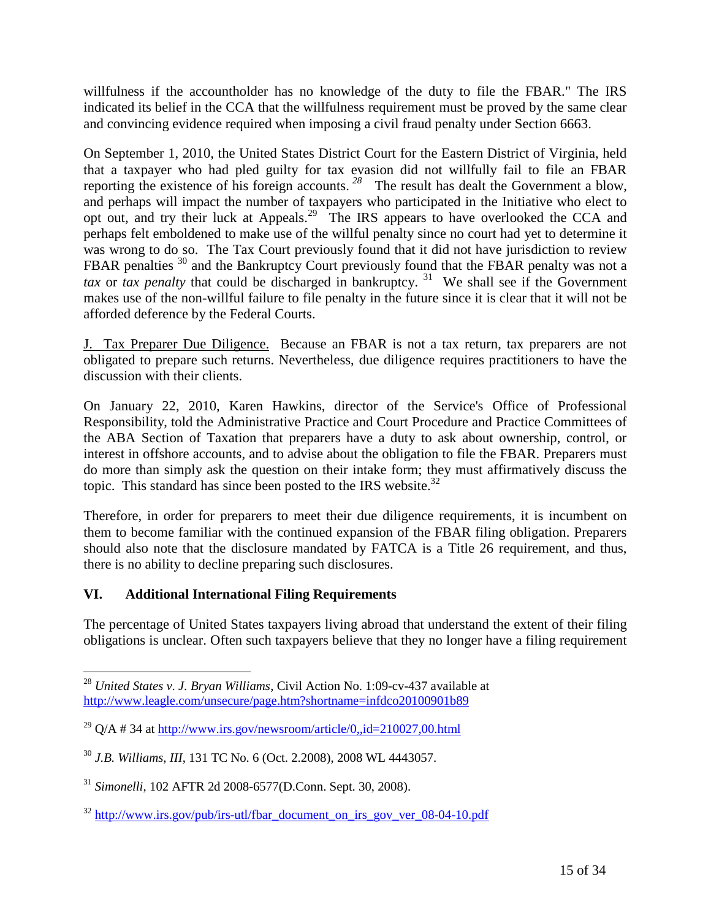willfulness if the accountholder has no knowledge of the duty to file the FBAR." The IRS indicated its belief in the CCA that the willfulness requirement must be proved by the same clear and convincing evidence required when imposing a civil fraud penalty under Section 6663.

On September 1, 2010, the United States District Court for the Eastern District of Virginia, held that a taxpayer who had pled guilty for tax evasion did not willfully fail to file an FBAR reporting the existence of his foreign accounts.[28] The result has dealt the Government a blow, and perhaps will impact the number of taxpayers who participated in the Initiative who elect to opt out, and try their luck at Appeals.[29] The IRS appears to have overlooked the CCA and perhaps felt emboldened to make use of the willful penalty since no court had yet to determine it was wrong to do so. The Tax Court previously found that it did not have jurisdiction to review FBAR penalties [30] and the Bankruptcy Court previously found that the FBAR penalty was not a *tax* or *tax penalty* that could be discharged in bankruptcy.[31] We shall see if the Government makes use of the non-willful failure to file penalty in the future since it is clear that it will not be afforded deference by the Federal Courts.

J. Tax Preparer Due Diligence. Because an FBAR is not a tax return, tax preparers are not obligated to prepare such returns. Nevertheless, due diligence requires practitioners to have the discussion with their clients.

On January 22, 2010, Karen Hawkins, director of the Service's Office of Professional Responsibility, told the Administrative Practice and Court Procedure and Practice Committees of the ABA Section of Taxation that preparers have a duty to ask about ownership, control, or interest in offshore accounts, and to advise about the obligation to file the FBAR. Preparers must do more than simply ask the question on their intake form; they must affirmatively discuss the topic. This standard has since been posted to the IRS website.[32]

Therefore, in order for preparers to meet their due diligence requirements, it is incumbent on them to become familiar with the continued expansion of the FBAR filing obligation. Preparers should also note that the disclosure mandated by FATCA is a Title 26 requirement, and thus, there is no ability to decline preparing such disclosures.

## VI. Additional International Filing Requirements

The percentage of United States taxpayers living abroad that understand the extent of their filing obligations is unclear. Often such taxpayers believe that they no longer have a filing requirement

---

[28] *United States v. J. Bryan Williams*, Civil Action No. 1:09-cv-437 available at http://www.leagle.com/unsecure/page.htm?shortname=infdco20100901b89

[29] Q/A # 34 at http://www.irs.gov/newsroom/article/0,,id=210027,00.html

[30] *J.B. Williams, III*, 131 TC No. 6 (Oct. 2.2008), 2008 WL 4443057.

[31] *Simonelli*, 102 AFTR 2d 2008-6577(D.Conn. Sept. 30, 2008).

[32] http://www.irs.gov/pub/irs-utl/fbar_document_on_irs_gov_ver_08-04-10.pdf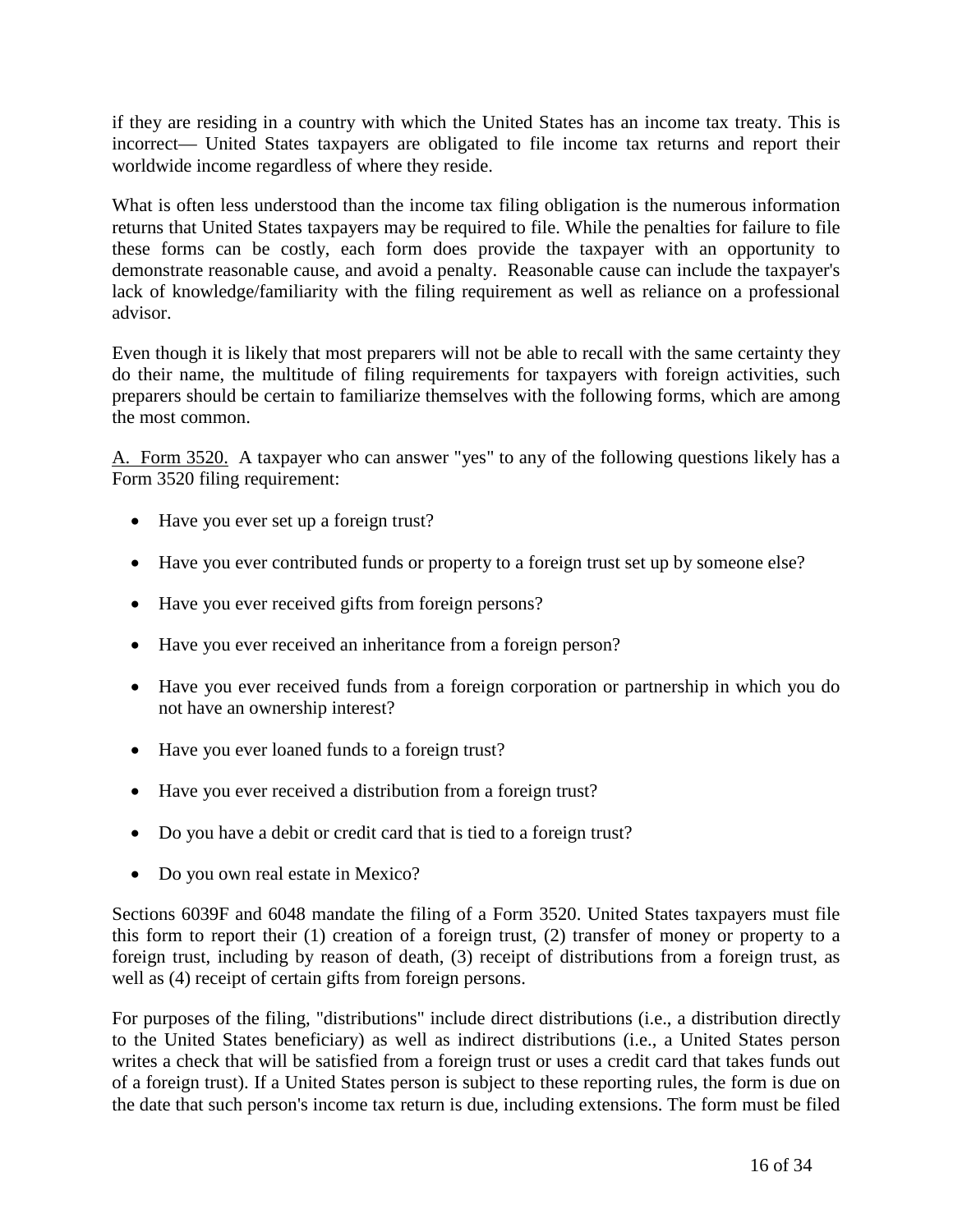if they are residing in a country with which the United States has an income tax treaty. This is incorrect— United States taxpayers are obligated to file income tax returns and report their worldwide income regardless of where they reside.

What is often less understood than the income tax filing obligation is the numerous information returns that United States taxpayers may be required to file. While the penalties for failure to file these forms can be costly, each form does provide the taxpayer with an opportunity to demonstrate reasonable cause, and avoid a penalty. Reasonable cause can include the taxpayer's lack of knowledge/familiarity with the filing requirement as well as reliance on a professional advisor.

Even though it is likely that most preparers will not be able to recall with the same certainty they do their name, the multitude of filing requirements for taxpayers with foreign activities, such preparers should be certain to familiarize themselves with the following forms, which are among the most common.

A. Form 3520. A taxpayer who can answer "yes" to any of the following questions likely has a Form 3520 filing requirement:

- Have you ever set up a foreign trust?
- Have you ever contributed funds or property to a foreign trust set up by someone else?
- Have you ever received gifts from foreign persons?
- Have you ever received an inheritance from a foreign person?
- Have you ever received funds from a foreign corporation or partnership in which you do not have an ownership interest?
- Have you ever loaned funds to a foreign trust?
- Have you ever received a distribution from a foreign trust?
- Do you have a debit or credit card that is tied to a foreign trust?
- Do you own real estate in Mexico?

Sections 6039F and 6048 mandate the filing of a Form 3520. United States taxpayers must file this form to report their (1) creation of a foreign trust, (2) transfer of money or property to a foreign trust, including by reason of death, (3) receipt of distributions from a foreign trust, as well as (4) receipt of certain gifts from foreign persons.

For purposes of the filing, "distributions" include direct distributions (i.e., a distribution directly to the United States beneficiary) as well as indirect distributions (i.e., a United States person writes a check that will be satisfied from a foreign trust or uses a credit card that takes funds out of a foreign trust). If a United States person is subject to these reporting rules, the form is due on the date that such person's income tax return is due, including extensions. The form must be filed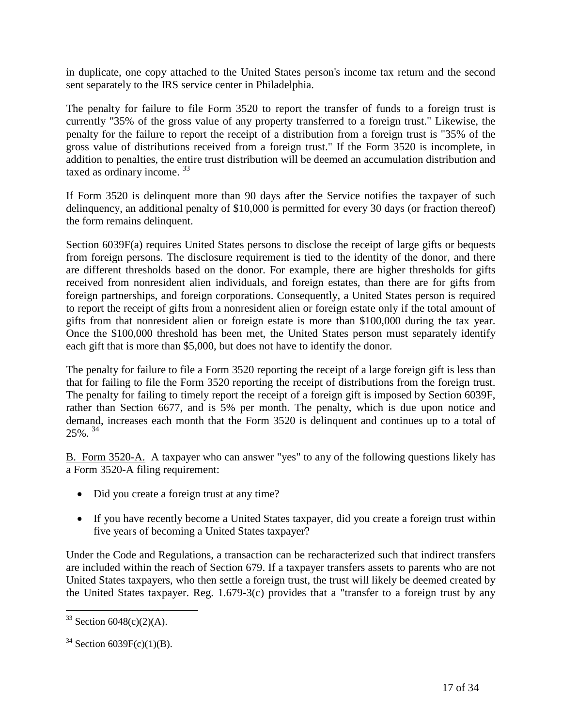in duplicate, one copy attached to the United States person's income tax return and the second sent separately to the IRS service center in Philadelphia.

The penalty for failure to file Form 3520 to report the transfer of funds to a foreign trust is currently "35% of the gross value of any property transferred to a foreign trust." Likewise, the penalty for the failure to report the receipt of a distribution from a foreign trust is "35% of the gross value of distributions received from a foreign trust." If the Form 3520 is incomplete, in addition to penalties, the entire trust distribution will be deemed an accumulation distribution and taxed as ordinary income. [33]

If Form 3520 is delinquent more than 90 days after the Service notifies the taxpayer of such delinquency, an additional penalty of $10,000 is permitted for every 30 days (or fraction thereof) the form remains delinquent.

Section 6039F(a) requires United States persons to disclose the receipt of large gifts or bequests from foreign persons. The disclosure requirement is tied to the identity of the donor, and there are different thresholds based on the donor. For example, there are higher thresholds for gifts received from nonresident alien individuals, and foreign estates, than there are for gifts from foreign partnerships, and foreign corporations. Consequently, a United States person is required to report the receipt of gifts from a nonresident alien or foreign estate only if the total amount of gifts from that nonresident alien or foreign estate is more than $100,000 during the tax year. Once the $100,000 threshold has been met, the United States person must separately identify each gift that is more than $5,000, but does not have to identify the donor.

The penalty for failure to file a Form 3520 reporting the receipt of a large foreign gift is less than that for failing to file the Form 3520 reporting the receipt of distributions from the foreign trust. The penalty for failing to timely report the receipt of a foreign gift is imposed by Section 6039F, rather than Section 6677, and is 5% per month. The penalty, which is due upon notice and demand, increases each month that the Form 3520 is delinquent and continues up to a total of 25%. [34]

<u>B. Form 3520-A.</u> A taxpayer who can answer "yes" to any of the following questions likely has a Form 3520-A filing requirement:

- Did you create a foreign trust at any time?
- If you have recently become a United States taxpayer, did you create a foreign trust within five years of becoming a United States taxpayer?

Under the Code and Regulations, a transaction can be recharacterized such that indirect transfers are included within the reach of Section 679. If a taxpayer transfers assets to parents who are not United States taxpayers, who then settle a foreign trust, the trust will likely be deemed created by the United States taxpayer. Reg. 1.679-3(c) provides that a "transfer to a foreign trust by any

---

[33] Section 6048(c)(2)(A).

[34] Section 6039F(c)(1)(B).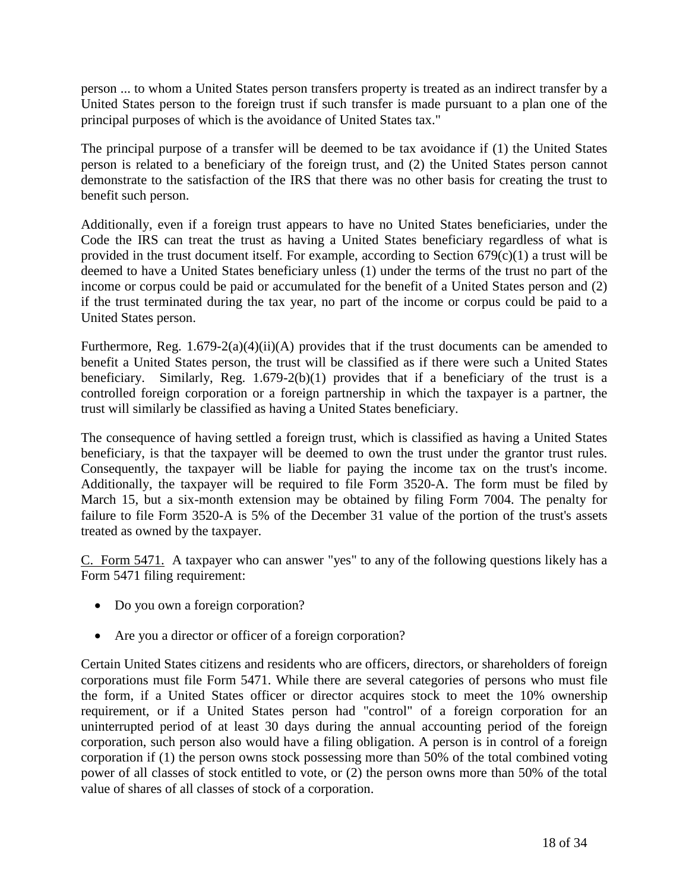person ... to whom a United States person transfers property is treated as an indirect transfer by a United States person to the foreign trust if such transfer is made pursuant to a plan one of the principal purposes of which is the avoidance of United States tax."

The principal purpose of a transfer will be deemed to be tax avoidance if (1) the United States person is related to a beneficiary of the foreign trust, and (2) the United States person cannot demonstrate to the satisfaction of the IRS that there was no other basis for creating the trust to benefit such person.

Additionally, even if a foreign trust appears to have no United States beneficiaries, under the Code the IRS can treat the trust as having a United States beneficiary regardless of what is provided in the trust document itself. For example, according to Section 679(c)(1) a trust will be deemed to have a United States beneficiary unless (1) under the terms of the trust no part of the income or corpus could be paid or accumulated for the benefit of a United States person and (2) if the trust terminated during the tax year, no part of the income or corpus could be paid to a United States person.

Furthermore, Reg. 1.679-2(a)(4)(ii)(A) provides that if the trust documents can be amended to benefit a United States person, the trust will be classified as if there were such a United States beneficiary. Similarly, Reg. 1.679-2(b)(1) provides that if a beneficiary of the trust is a controlled foreign corporation or a foreign partnership in which the taxpayer is a partner, the trust will similarly be classified as having a United States beneficiary.

The consequence of having settled a foreign trust, which is classified as having a United States beneficiary, is that the taxpayer will be deemed to own the trust under the grantor trust rules. Consequently, the taxpayer will be liable for paying the income tax on the trust's income. Additionally, the taxpayer will be required to file Form 3520-A. The form must be filed by March 15, but a six-month extension may be obtained by filing Form 7004. The penalty for failure to file Form 3520-A is 5% of the December 31 value of the portion of the trust's assets treated as owned by the taxpayer.

C. Form 5471. A taxpayer who can answer "yes" to any of the following questions likely has a Form 5471 filing requirement:

- Do you own a foreign corporation?
- Are you a director or officer of a foreign corporation?

Certain United States citizens and residents who are officers, directors, or shareholders of foreign corporations must file Form 5471. While there are several categories of persons who must file the form, if a United States officer or director acquires stock to meet the 10% ownership requirement, or if a United States person had "control" of a foreign corporation for an uninterrupted period of at least 30 days during the annual accounting period of the foreign corporation, such person also would have a filing obligation. A person is in control of a foreign corporation if (1) the person owns stock possessing more than 50% of the total combined voting power of all classes of stock entitled to vote, or (2) the person owns more than 50% of the total value of shares of all classes of stock of a corporation.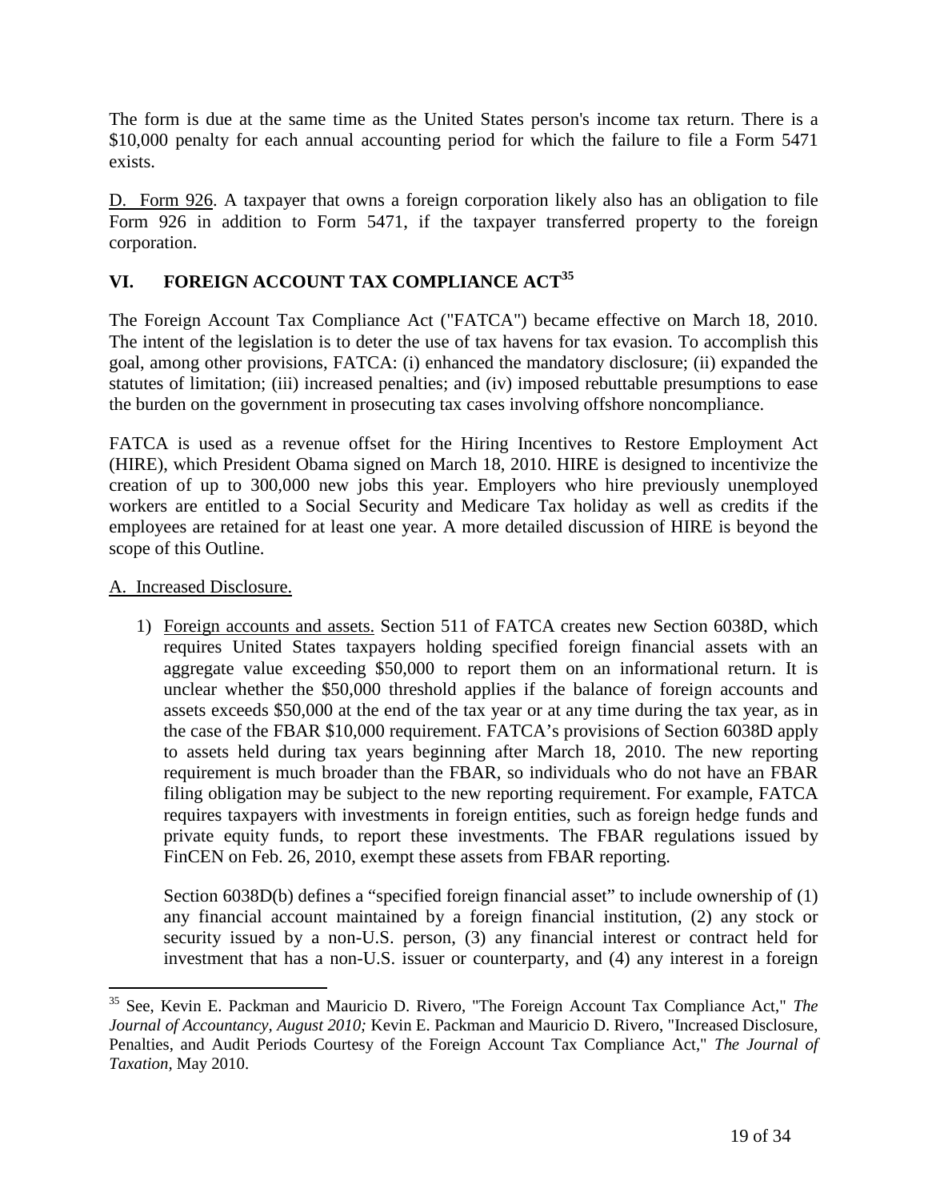The form is due at the same time as the United States person's income tax return. There is a $10,000 penalty for each annual accounting period for which the failure to file a Form 5471 exists.

D. Form 926. A taxpayer that owns a foreign corporation likely also has an obligation to file Form 926 in addition to Form 5471, if the taxpayer transferred property to the foreign corporation.

## VI. FOREIGN ACCOUNT TAX COMPLIANCE ACT[35]

The Foreign Account Tax Compliance Act ("FATCA") became effective on March 18, 2010. The intent of the legislation is to deter the use of tax havens for tax evasion. To accomplish this goal, among other provisions, FATCA: (i) enhanced the mandatory disclosure; (ii) expanded the statutes of limitation; (iii) increased penalties; and (iv) imposed rebuttable presumptions to ease the burden on the government in prosecuting tax cases involving offshore noncompliance.

FATCA is used as a revenue offset for the Hiring Incentives to Restore Employment Act (HIRE), which President Obama signed on March 18, 2010. HIRE is designed to incentivize the creation of up to 300,000 new jobs this year. Employers who hire previously unemployed workers are entitled to a Social Security and Medicare Tax holiday as well as credits if the employees are retained for at least one year. A more detailed discussion of HIRE is beyond the scope of this Outline.

A. Increased Disclosure.

1) Foreign accounts and assets. Section 511 of FATCA creates new Section 6038D, which requires United States taxpayers holding specified foreign financial assets with an aggregate value exceeding $50,000 to report them on an informational return. It is unclear whether the $50,000 threshold applies if the balance of foreign accounts and assets exceeds $50,000 at the end of the tax year or at any time during the tax year, as in the case of the FBAR $10,000 requirement. FATCA's provisions of Section 6038D apply to assets held during tax years beginning after March 18, 2010. The new reporting requirement is much broader than the FBAR, so individuals who do not have an FBAR filing obligation may be subject to the new reporting requirement. For example, FATCA requires taxpayers with investments in foreign entities, such as foreign hedge funds and private equity funds, to report these investments. The FBAR regulations issued by FinCEN on Feb. 26, 2010, exempt these assets from FBAR reporting.

   Section 6038D(b) defines a "specified foreign financial asset" to include ownership of (1) any financial account maintained by a foreign financial institution, (2) any stock or security issued by a non-U.S. person, (3) any financial interest or contract held for investment that has a non-U.S. issuer or counterparty, and (4) any interest in a foreign

---

[35] See, Kevin E. Packman and Mauricio D. Rivero, "The Foreign Account Tax Compliance Act," *The Journal of Accountancy, August 2010;* Kevin E. Packman and Mauricio D. Rivero, "Increased Disclosure, Penalties, and Audit Periods Courtesy of the Foreign Account Tax Compliance Act," *The Journal of Taxation,* May 2010.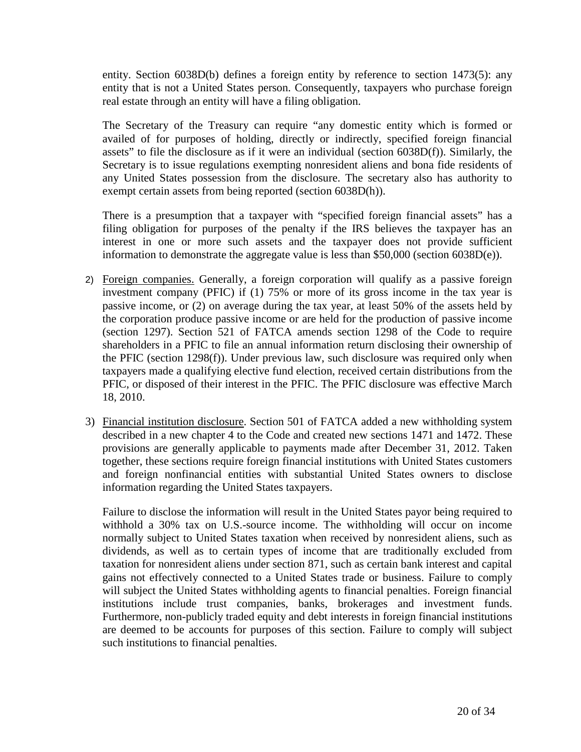entity. Section 6038D(b) defines a foreign entity by reference to section 1473(5): any entity that is not a United States person. Consequently, taxpayers who purchase foreign real estate through an entity will have a filing obligation.

The Secretary of the Treasury can require "any domestic entity which is formed or availed of for purposes of holding, directly or indirectly, specified foreign financial assets" to file the disclosure as if it were an individual (section 6038D(f)). Similarly, the Secretary is to issue regulations exempting nonresident aliens and bona fide residents of any United States possession from the disclosure. The secretary also has authority to exempt certain assets from being reported (section 6038D(h)).

There is a presumption that a taxpayer with "specified foreign financial assets" has a filing obligation for purposes of the penalty if the IRS believes the taxpayer has an interest in one or more such assets and the taxpayer does not provide sufficient information to demonstrate the aggregate value is less than $50,000 (section 6038D(e)).

2) Foreign companies. Generally, a foreign corporation will qualify as a passive foreign investment company (PFIC) if (1) 75% or more of its gross income in the tax year is passive income, or (2) on average during the tax year, at least 50% of the assets held by the corporation produce passive income or are held for the production of passive income (section 1297). Section 521 of FATCA amends section 1298 of the Code to require shareholders in a PFIC to file an annual information return disclosing their ownership of the PFIC (section 1298(f)). Under previous law, such disclosure was required only when taxpayers made a qualifying elective fund election, received certain distributions from the PFIC, or disposed of their interest in the PFIC. The PFIC disclosure was effective March 18, 2010.

3) Financial institution disclosure. Section 501 of FATCA added a new withholding system described in a new chapter 4 to the Code and created new sections 1471 and 1472. These provisions are generally applicable to payments made after December 31, 2012. Taken together, these sections require foreign financial institutions with United States customers and foreign nonfinancial entities with substantial United States owners to disclose information regarding the United States taxpayers.

   Failure to disclose the information will result in the United States payor being required to withhold a 30% tax on U.S.-source income. The withholding will occur on income normally subject to United States taxation when received by nonresident aliens, such as dividends, as well as to certain types of income that are traditionally excluded from taxation for nonresident aliens under section 871, such as certain bank interest and capital gains not effectively connected to a United States trade or business. Failure to comply will subject the United States withholding agents to financial penalties. Foreign financial institutions include trust companies, banks, brokerages and investment funds. Furthermore, non-publicly traded equity and debt interests in foreign financial institutions are deemed to be accounts for purposes of this section. Failure to comply will subject such institutions to financial penalties.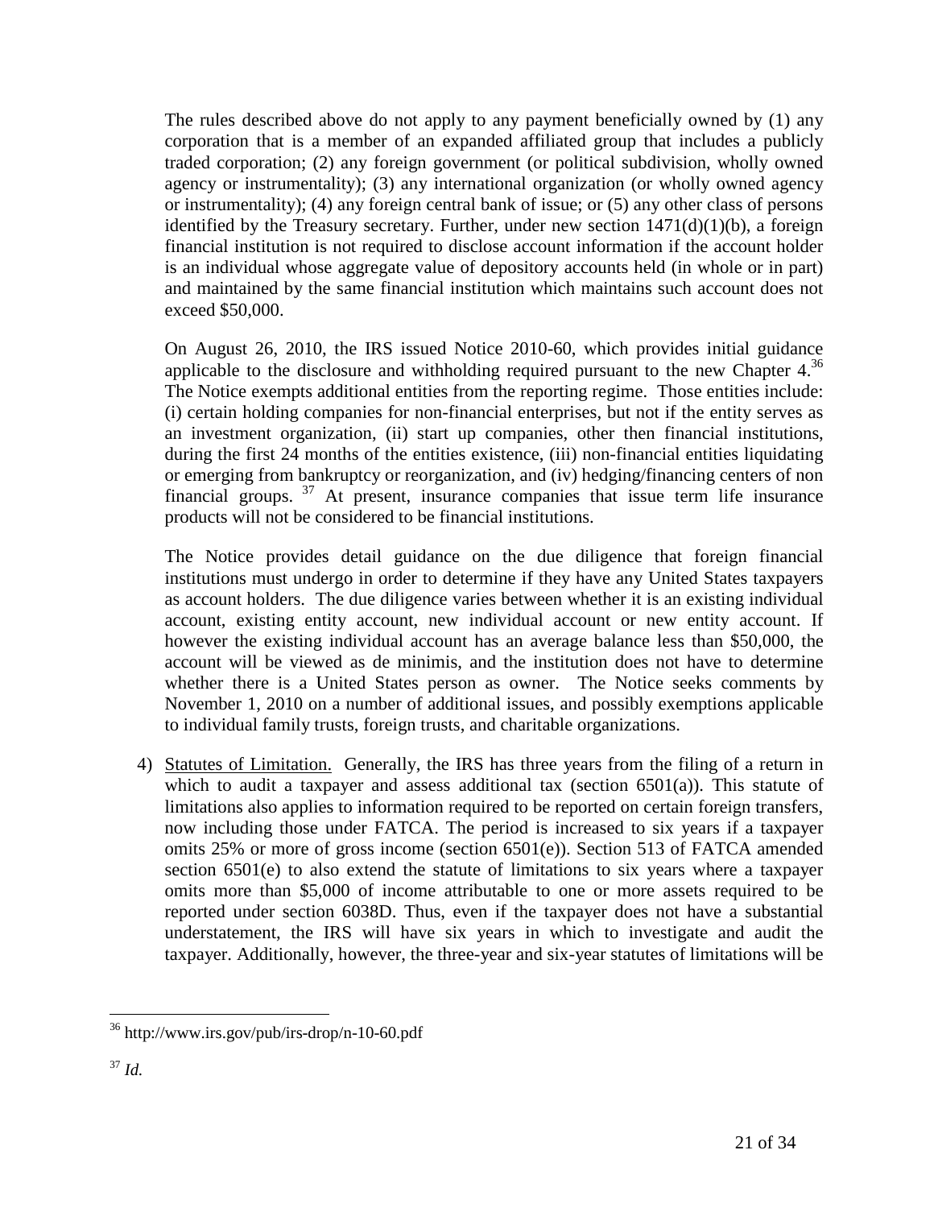The rules described above do not apply to any payment beneficially owned by (1) any corporation that is a member of an expanded affiliated group that includes a publicly traded corporation; (2) any foreign government (or political subdivision, wholly owned agency or instrumentality); (3) any international organization (or wholly owned agency or instrumentality); (4) any foreign central bank of issue; or (5) any other class of persons identified by the Treasury secretary. Further, under new section 1471(d)(1)(b), a foreign financial institution is not required to disclose account information if the account holder is an individual whose aggregate value of depository accounts held (in whole or in part) and maintained by the same financial institution which maintains such account does not exceed $50,000.

On August 26, 2010, the IRS issued Notice 2010-60, which provides initial guidance applicable to the disclosure and withholding required pursuant to the new Chapter 4.[36] The Notice exempts additional entities from the reporting regime. Those entities include: (i) certain holding companies for non-financial enterprises, but not if the entity serves as an investment organization, (ii) start up companies, other then financial institutions, during the first 24 months of the entities existence, (iii) non-financial entities liquidating or emerging from bankruptcy or reorganization, and (iv) hedging/financing centers of non financial groups.[37] At present, insurance companies that issue term life insurance products will not be considered to be financial institutions.

The Notice provides detail guidance on the due diligence that foreign financial institutions must undergo in order to determine if they have any United States taxpayers as account holders. The due diligence varies between whether it is an existing individual account, existing entity account, new individual account or new entity account. If however the existing individual account has an average balance less than $50,000, the account will be viewed as de minimis, and the institution does not have to determine whether there is a United States person as owner. The Notice seeks comments by November 1, 2010 on a number of additional issues, and possibly exemptions applicable to individual family trusts, foreign trusts, and charitable organizations.

4) Statutes of Limitation. Generally, the IRS has three years from the filing of a return in which to audit a taxpayer and assess additional tax (section 6501(a)). This statute of limitations also applies to information required to be reported on certain foreign transfers, now including those under FATCA. The period is increased to six years if a taxpayer omits 25% or more of gross income (section 6501(e)). Section 513 of FATCA amended section 6501(e) to also extend the statute of limitations to six years where a taxpayer omits more than $5,000 of income attributable to one or more assets required to be reported under section 6038D. Thus, even if the taxpayer does not have a substantial understatement, the IRS will have six years in which to investigate and audit the taxpayer. Additionally, however, the three-year and six-year statutes of limitations will be

---

[36] http://www.irs.gov/pub/irs-drop/n-10-60.pdf

[37] *Id.*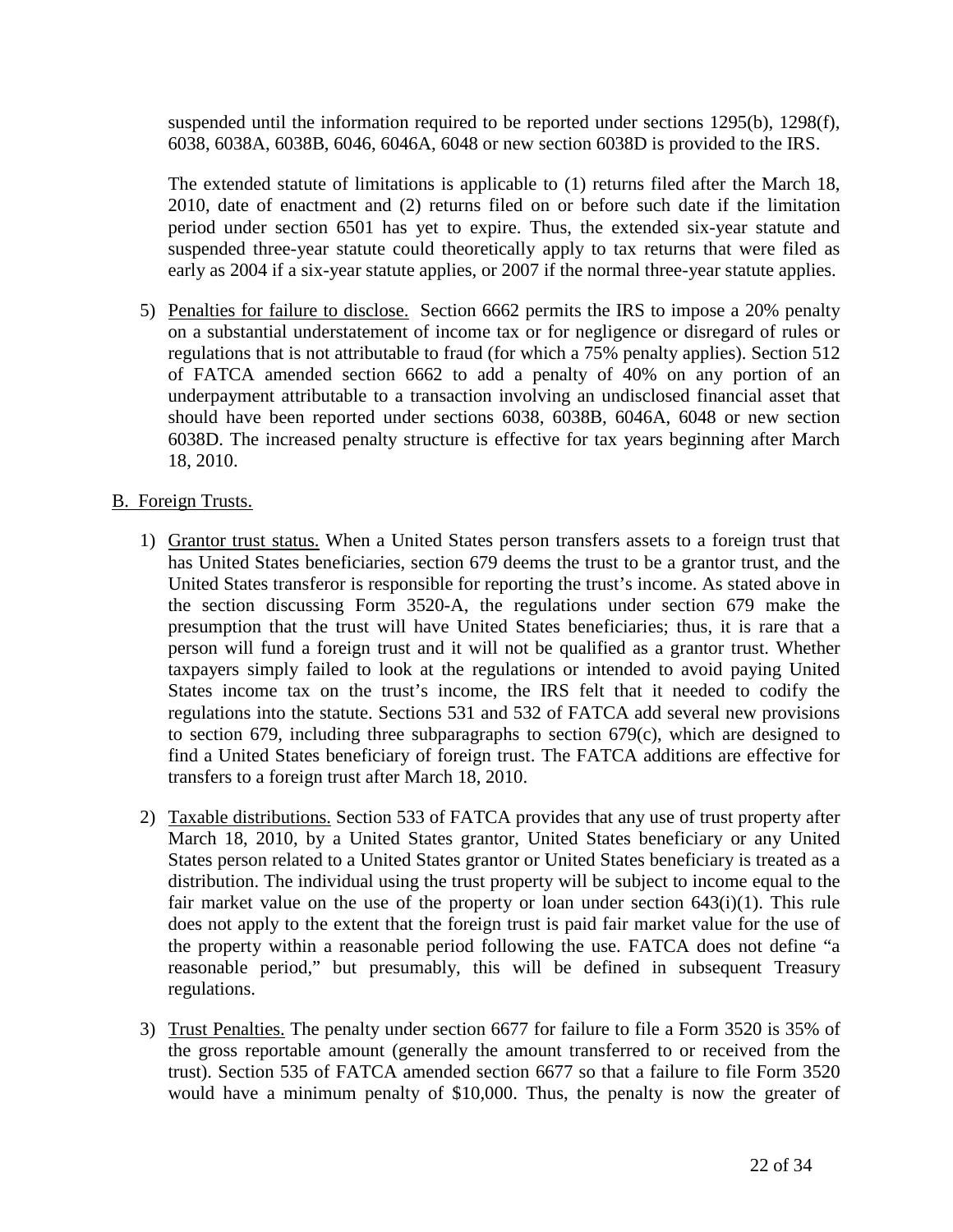suspended until the information required to be reported under sections 1295(b), 1298(f), 6038, 6038A, 6038B, 6046, 6046A, 6048 or new section 6038D is provided to the IRS.

The extended statute of limitations is applicable to (1) returns filed after the March 18, 2010, date of enactment and (2) returns filed on or before such date if the limitation period under section 6501 has yet to expire. Thus, the extended six-year statute and suspended three-year statute could theoretically apply to tax returns that were filed as early as 2004 if a six-year statute applies, or 2007 if the normal three-year statute applies.

5) Penalties for failure to disclose. Section 6662 permits the IRS to impose a 20% penalty on a substantial understatement of income tax or for negligence or disregard of rules or regulations that is not attributable to fraud (for which a 75% penalty applies). Section 512 of FATCA amended section 6662 to add a penalty of 40% on any portion of an underpayment attributable to a transaction involving an undisclosed financial asset that should have been reported under sections 6038, 6038B, 6046A, 6048 or new section 6038D. The increased penalty structure is effective for tax years beginning after March 18, 2010.

B. Foreign Trusts.

1) Grantor trust status. When a United States person transfers assets to a foreign trust that has United States beneficiaries, section 679 deems the trust to be a grantor trust, and the United States transferor is responsible for reporting the trust's income. As stated above in the section discussing Form 3520-A, the regulations under section 679 make the presumption that the trust will have United States beneficiaries; thus, it is rare that a person will fund a foreign trust and it will not be qualified as a grantor trust. Whether taxpayers simply failed to look at the regulations or intended to avoid paying United States income tax on the trust's income, the IRS felt that it needed to codify the regulations into the statute. Sections 531 and 532 of FATCA add several new provisions to section 679, including three subparagraphs to section 679(c), which are designed to find a United States beneficiary of foreign trust. The FATCA additions are effective for transfers to a foreign trust after March 18, 2010.

2) Taxable distributions. Section 533 of FATCA provides that any use of trust property after March 18, 2010, by a United States grantor, United States beneficiary or any United States person related to a United States grantor or United States beneficiary is treated as a distribution. The individual using the trust property will be subject to income equal to the fair market value on the use of the property or loan under section 643(i)(1). This rule does not apply to the extent that the foreign trust is paid fair market value for the use of the property within a reasonable period following the use. FATCA does not define "a reasonable period," but presumably, this will be defined in subsequent Treasury regulations.

3) Trust Penalties. The penalty under section 6677 for failure to file a Form 3520 is 35% of the gross reportable amount (generally the amount transferred to or received from the trust). Section 535 of FATCA amended section 6677 so that a failure to file Form 3520 would have a minimum penalty of $10,000. Thus, the penalty is now the greater of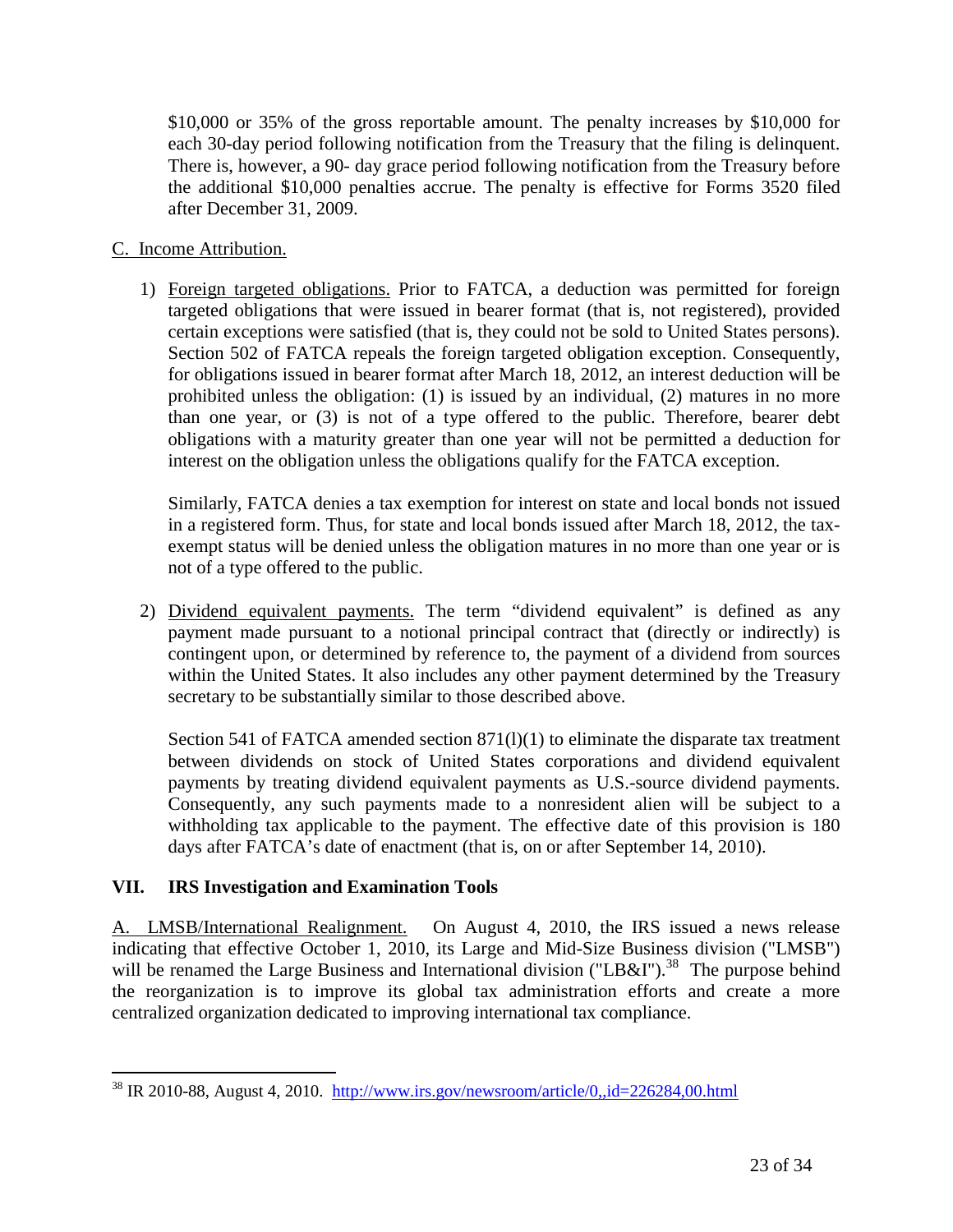$10,000 or 35% of the gross reportable amount. The penalty increases by $10,000 for each 30-day period following notification from the Treasury that the filing is delinquent. There is, however, a 90- day grace period following notification from the Treasury before the additional $10,000 penalties accrue. The penalty is effective for Forms 3520 filed after December 31, 2009.

C. Income Attribution.

1) Foreign targeted obligations. Prior to FATCA, a deduction was permitted for foreign targeted obligations that were issued in bearer format (that is, not registered), provided certain exceptions were satisfied (that is, they could not be sold to United States persons). Section 502 of FATCA repeals the foreign targeted obligation exception. Consequently, for obligations issued in bearer format after March 18, 2012, an interest deduction will be prohibited unless the obligation: (1) is issued by an individual, (2) matures in no more than one year, or (3) is not of a type offered to the public. Therefore, bearer debt obligations with a maturity greater than one year will not be permitted a deduction for interest on the obligation unless the obligations qualify for the FATCA exception.

   Similarly, FATCA denies a tax exemption for interest on state and local bonds not issued in a registered form. Thus, for state and local bonds issued after March 18, 2012, the tax-exempt status will be denied unless the obligation matures in no more than one year or is not of a type offered to the public.

2) Dividend equivalent payments. The term "dividend equivalent" is defined as any payment made pursuant to a notional principal contract that (directly or indirectly) is contingent upon, or determined by reference to, the payment of a dividend from sources within the United States. It also includes any other payment determined by the Treasury secretary to be substantially similar to those described above.

   Section 541 of FATCA amended section 871(l)(1) to eliminate the disparate tax treatment between dividends on stock of United States corporations and dividend equivalent payments by treating dividend equivalent payments as U.S.-source dividend payments. Consequently, any such payments made to a nonresident alien will be subject to a withholding tax applicable to the payment. The effective date of this provision is 180 days after FATCA's date of enactment (that is, on or after September 14, 2010).

## VII. IRS Investigation and Examination Tools

A. LMSB/International Realignment. On August 4, 2010, the IRS issued a news release indicating that effective October 1, 2010, its Large and Mid-Size Business division ("LMSB") will be renamed the Large Business and International division ("LB&I").[38] The purpose behind the reorganization is to improve its global tax administration efforts and create a more centralized organization dedicated to improving international tax compliance.

[38] IR 2010-88, August 4, 2010. http://www.irs.gov/newsroom/article/0,,id=226284,00.html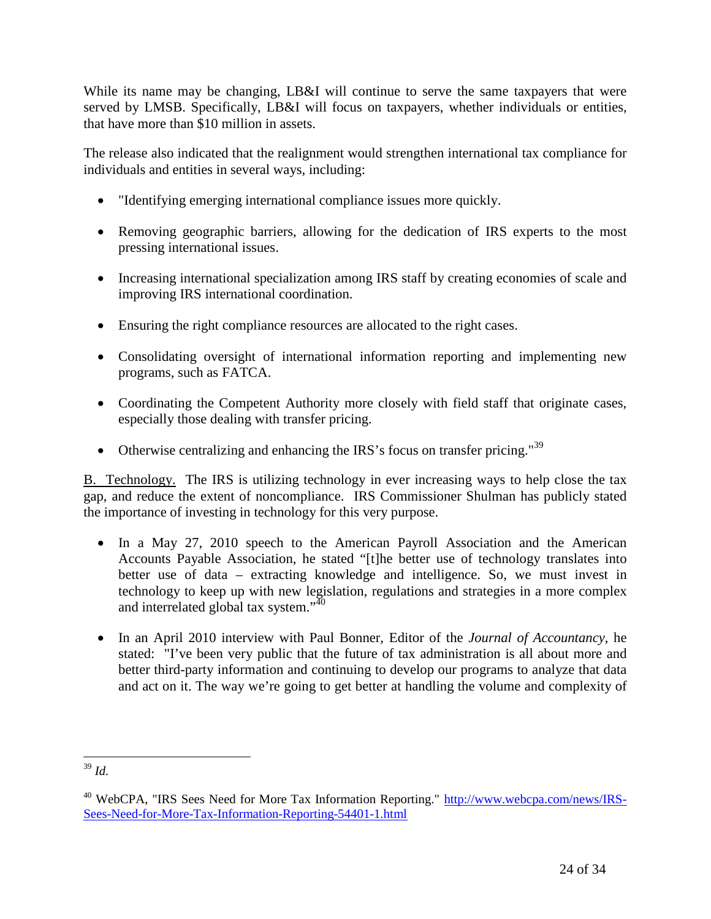While its name may be changing, LB&I will continue to serve the same taxpayers that were served by LMSB. Specifically, LB&I will focus on taxpayers, whether individuals or entities, that have more than $10 million in assets.

The release also indicated that the realignment would strengthen international tax compliance for individuals and entities in several ways, including:

- "Identifying emerging international compliance issues more quickly.
- Removing geographic barriers, allowing for the dedication of IRS experts to the most pressing international issues.
- Increasing international specialization among IRS staff by creating economies of scale and improving IRS international coordination.
- Ensuring the right compliance resources are allocated to the right cases.
- Consolidating oversight of international information reporting and implementing new programs, such as FATCA.
- Coordinating the Competent Authority more closely with field staff that originate cases, especially those dealing with transfer pricing.
- Otherwise centralizing and enhancing the IRS's focus on transfer pricing."[39]

<u>B. Technology.</u> The IRS is utilizing technology in ever increasing ways to help close the tax gap, and reduce the extent of noncompliance. IRS Commissioner Shulman has publicly stated the importance of investing in technology for this very purpose.

- In a May 27, 2010 speech to the American Payroll Association and the American Accounts Payable Association, he stated "[t]he better use of technology translates into better use of data – extracting knowledge and intelligence. So, we must invest in technology to keep up with new legislation, regulations and strategies in a more complex and interrelated global tax system."[40]
- In an April 2010 interview with Paul Bonner, Editor of the *Journal of Accountancy*, he stated: "I've been very public that the future of tax administration is all about more and better third-party information and continuing to develop our programs to analyze that data and act on it. The way we're going to get better at handling the volume and complexity of

---

[39] *Id.*

[40] WebCPA, "IRS Sees Need for More Tax Information Reporting." http://www.webcpa.com/news/IRS-Sees-Need-for-More-Tax-Information-Reporting-54401-1.html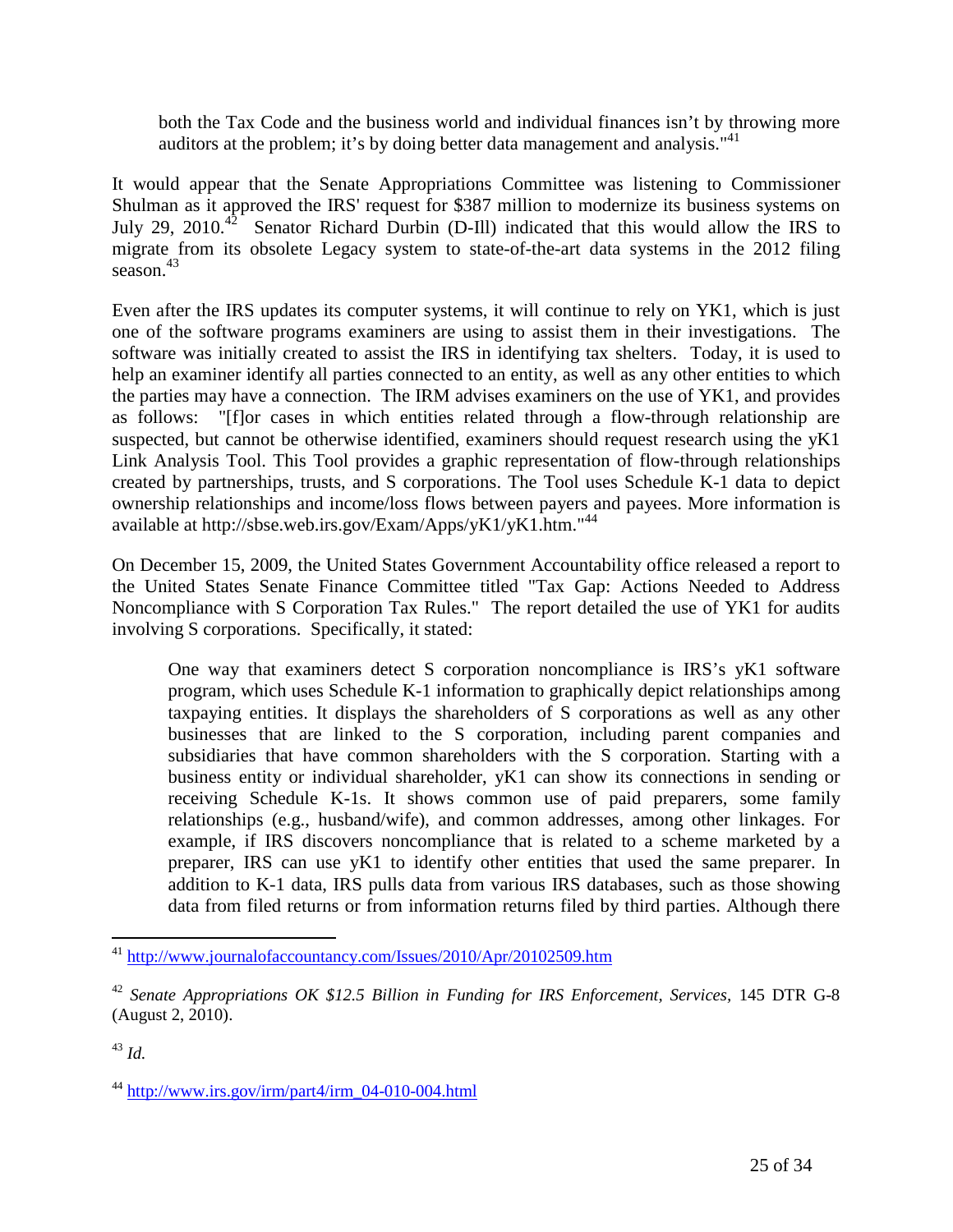> both the Tax Code and the business world and individual finances isn't by throwing more auditors at the problem; it's by doing better data management and analysis."[41]

It would appear that the Senate Appropriations Committee was listening to Commissioner Shulman as it approved the IRS' request for $387 million to modernize its business systems on July 29, 2010.[42] Senator Richard Durbin (D-Ill) indicated that this would allow the IRS to migrate from its obsolete Legacy system to state-of-the-art data systems in the 2012 filing season.[43]

Even after the IRS updates its computer systems, it will continue to rely on YK1, which is just one of the software programs examiners are using to assist them in their investigations. The software was initially created to assist the IRS in identifying tax shelters. Today, it is used to help an examiner identify all parties connected to an entity, as well as any other entities to which the parties may have a connection. The IRM advises examiners on the use of YK1, and provides as follows: "[f]or cases in which entities related through a flow-through relationship are suspected, but cannot be otherwise identified, examiners should request research using the yK1 Link Analysis Tool. This Tool provides a graphic representation of flow-through relationships created by partnerships, trusts, and S corporations. The Tool uses Schedule K-1 data to depict ownership relationships and income/loss flows between payers and payees. More information is available at http://sbse.web.irs.gov/Exam/Apps/yK1/yK1.htm."[44]

On December 15, 2009, the United States Government Accountability office released a report to the United States Senate Finance Committee titled "Tax Gap: Actions Needed to Address Noncompliance with S Corporation Tax Rules." The report detailed the use of YK1 for audits involving S corporations. Specifically, it stated:

> One way that examiners detect S corporation noncompliance is IRS's yK1 software program, which uses Schedule K-1 information to graphically depict relationships among taxpaying entities. It displays the shareholders of S corporations as well as any other businesses that are linked to the S corporation, including parent companies and subsidiaries that have common shareholders with the S corporation. Starting with a business entity or individual shareholder, yK1 can show its connections in sending or receiving Schedule K-1s. It shows common use of paid preparers, some family relationships (e.g., husband/wife), and common addresses, among other linkages. For example, if IRS discovers noncompliance that is related to a scheme marketed by a preparer, IRS can use yK1 to identify other entities that used the same preparer. In addition to K-1 data, IRS pulls data from various IRS databases, such as those showing data from filed returns or from information returns filed by third parties. Although there

---

[41] http://www.journalofaccountancy.com/Issues/2010/Apr/20102509.htm

[42] *Senate Appropriations OK $12.5 Billion in Funding for IRS Enforcement, Services*, 145 DTR G-8 (August 2, 2010).

[43] *Id.*

[44] http://www.irs.gov/irm/part4/irm_04-010-004.html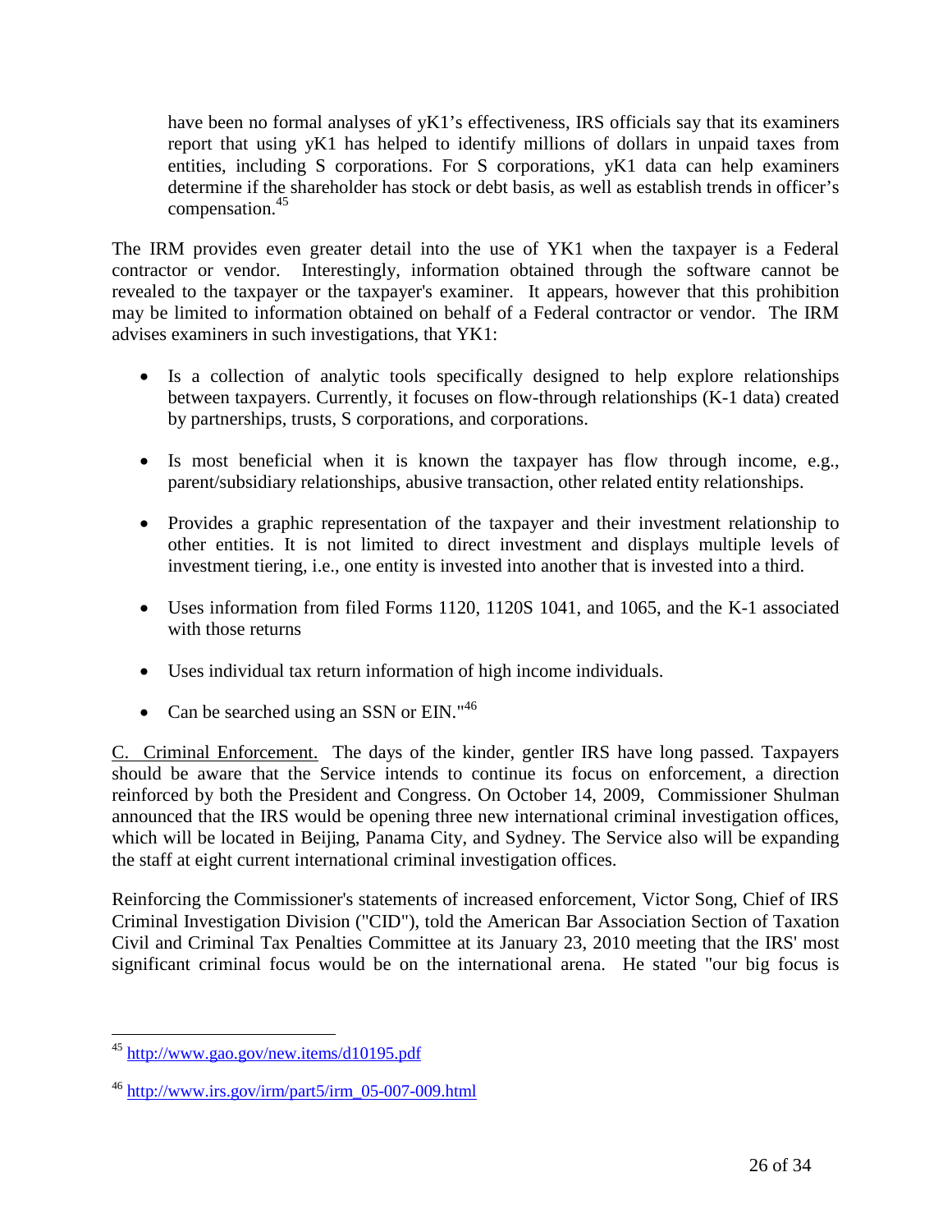> have been no formal analyses of yK1's effectiveness, IRS officials say that its examiners report that using yK1 has helped to identify millions of dollars in unpaid taxes from entities, including S corporations. For S corporations, yK1 data can help examiners determine if the shareholder has stock or debt basis, as well as establish trends in officer's compensation.[45]

The IRM provides even greater detail into the use of YK1 when the taxpayer is a Federal contractor or vendor. Interestingly, information obtained through the software cannot be revealed to the taxpayer or the taxpayer's examiner. It appears, however that this prohibition may be limited to information obtained on behalf of a Federal contractor or vendor. The IRM advises examiners in such investigations, that YK1:

- Is a collection of analytic tools specifically designed to help explore relationships between taxpayers. Currently, it focuses on flow-through relationships (K-1 data) created by partnerships, trusts, S corporations, and corporations.
- Is most beneficial when it is known the taxpayer has flow through income, e.g., parent/subsidiary relationships, abusive transaction, other related entity relationships.
- Provides a graphic representation of the taxpayer and their investment relationship to other entities. It is not limited to direct investment and displays multiple levels of investment tiering, i.e., one entity is invested into another that is invested into a third.
- Uses information from filed Forms 1120, 1120S 1041, and 1065, and the K-1 associated with those returns
- Uses individual tax return information of high income individuals.
- Can be searched using an SSN or EIN."[46]

<u>C. Criminal Enforcement.</u> The days of the kinder, gentler IRS have long passed. Taxpayers should be aware that the Service intends to continue its focus on enforcement, a direction reinforced by both the President and Congress. On October 14, 2009, Commissioner Shulman announced that the IRS would be opening three new international criminal investigation offices, which will be located in Beijing, Panama City, and Sydney. The Service also will be expanding the staff at eight current international criminal investigation offices.

Reinforcing the Commissioner's statements of increased enforcement, Victor Song, Chief of IRS Criminal Investigation Division ("CID"), told the American Bar Association Section of Taxation Civil and Criminal Tax Penalties Committee at its January 23, 2010 meeting that the IRS' most significant criminal focus would be on the international arena. He stated "our big focus is

---

[45] http://www.gao.gov/new.items/d10195.pdf

[46] http://www.irs.gov/irm/part5/irm_05-007-009.html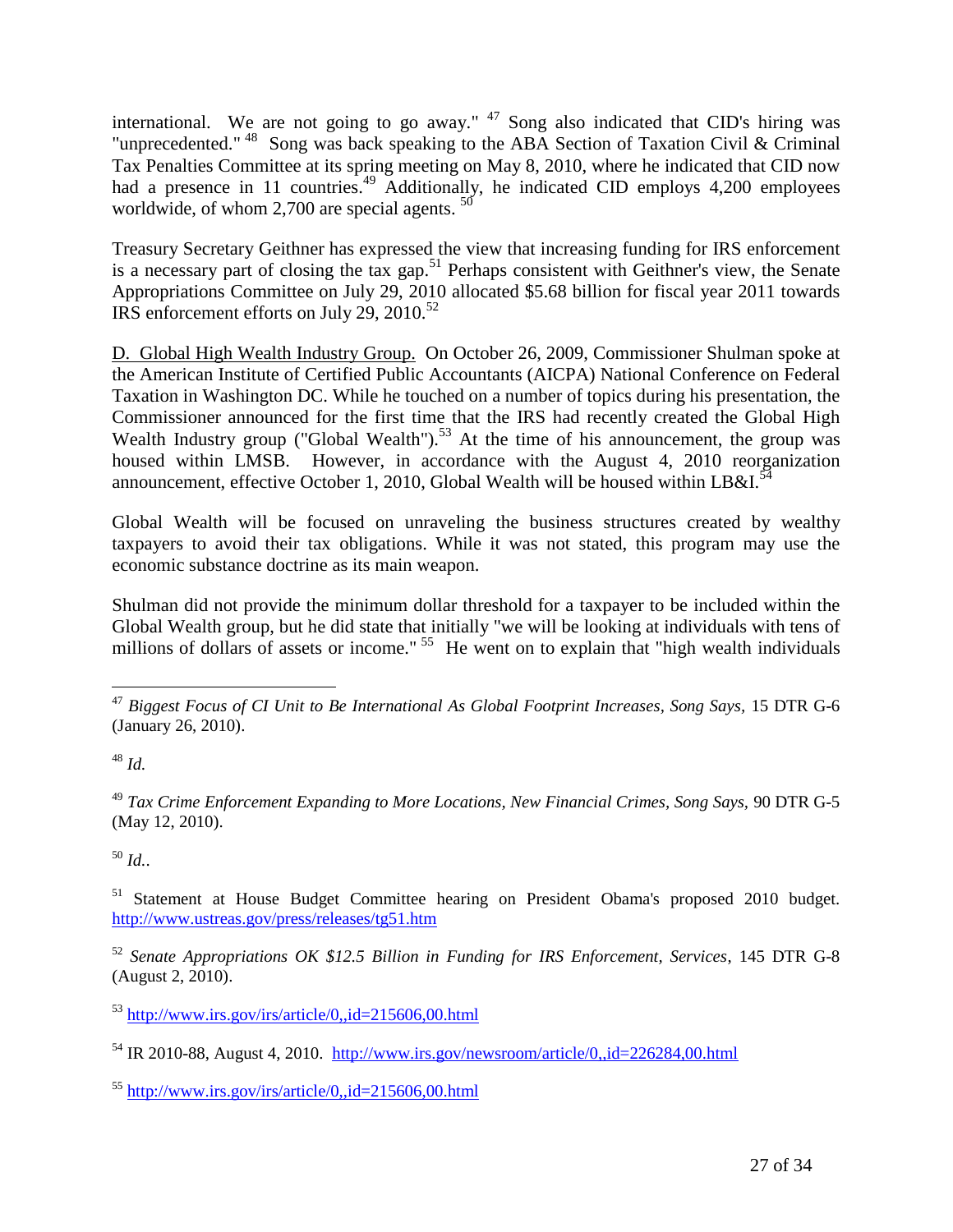international. We are not going to go away." [47] Song also indicated that CID's hiring was "unprecedented." [48] Song was back speaking to the ABA Section of Taxation Civil & Criminal Tax Penalties Committee at its spring meeting on May 8, 2010, where he indicated that CID now had a presence in 11 countries.[49] Additionally, he indicated CID employs 4,200 employees worldwide, of whom 2,700 are special agents. [50]

Treasury Secretary Geithner has expressed the view that increasing funding for IRS enforcement is a necessary part of closing the tax gap.[51] Perhaps consistent with Geithner's view, the Senate Appropriations Committee on July 29, 2010 allocated $5.68 billion for fiscal year 2011 towards IRS enforcement efforts on July 29, 2010.[52]

D. Global High Wealth Industry Group. On October 26, 2009, Commissioner Shulman spoke at the American Institute of Certified Public Accountants (AICPA) National Conference on Federal Taxation in Washington DC. While he touched on a number of topics during his presentation, the Commissioner announced for the first time that the IRS had recently created the Global High Wealth Industry group ("Global Wealth").[53] At the time of his announcement, the group was housed within LMSB. However, in accordance with the August 4, 2010 reorganization announcement, effective October 1, 2010, Global Wealth will be housed within LB&I.[54]

Global Wealth will be focused on unraveling the business structures created by wealthy taxpayers to avoid their tax obligations. While it was not stated, this program may use the economic substance doctrine as its main weapon.

Shulman did not provide the minimum dollar threshold for a taxpayer to be included within the Global Wealth group, but he did state that initially "we will be looking at individuals with tens of millions of dollars of assets or income." [55] He went on to explain that "high wealth individuals

---

[47] *Biggest Focus of CI Unit to Be International As Global Footprint Increases, Song Says*, 15 DTR G-6 (January 26, 2010).

[48] *Id.*

[49] *Tax Crime Enforcement Expanding to More Locations, New Financial Crimes, Song Says*, 90 DTR G-5 (May 12, 2010).

[50] *Id.*.

[51] Statement at House Budget Committee hearing on President Obama's proposed 2010 budget. http://www.ustreas.gov/press/releases/tg51.htm

[52] *Senate Appropriations OK $12.5 Billion in Funding for IRS Enforcement, Services*, 145 DTR G-8 (August 2, 2010).

[53] http://www.irs.gov/irs/article/0,,id=215606,00.html

[54] IR 2010-88, August 4, 2010. http://www.irs.gov/newsroom/article/0,,id=226284,00.html

[55] http://www.irs.gov/irs/article/0,,id=215606,00.html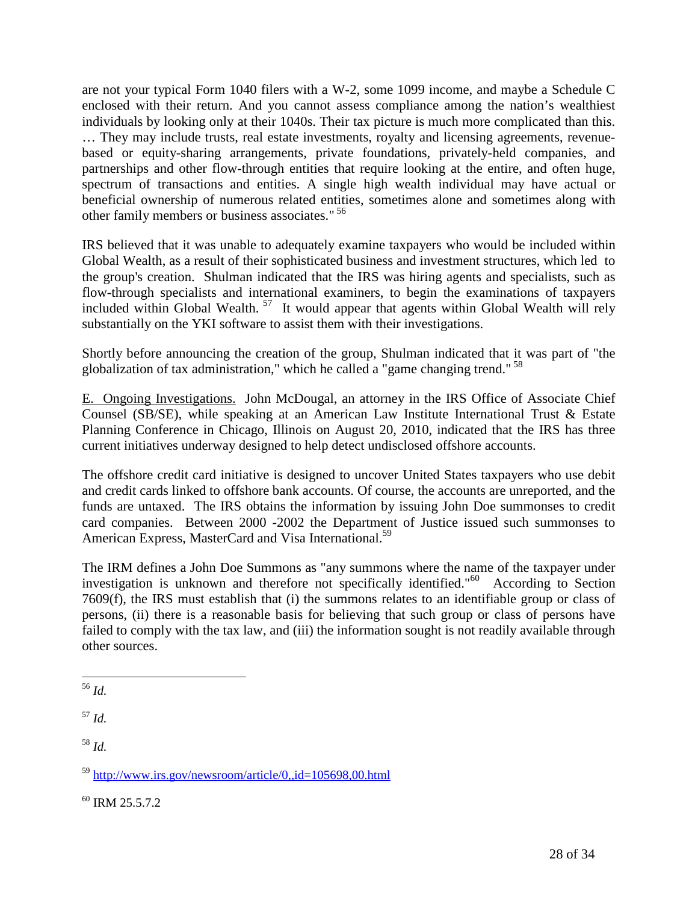are not your typical Form 1040 filers with a W-2, some 1099 income, and maybe a Schedule C enclosed with their return. And you cannot assess compliance among the nation's wealthiest individuals by looking only at their 1040s. Their tax picture is much more complicated than this. … They may include trusts, real estate investments, royalty and licensing agreements, revenue-based or equity-sharing arrangements, private foundations, privately-held companies, and partnerships and other flow-through entities that require looking at the entire, and often huge, spectrum of transactions and entities. A single high wealth individual may have actual or beneficial ownership of numerous related entities, sometimes alone and sometimes along with other family members or business associates." [56]

IRS believed that it was unable to adequately examine taxpayers who would be included within Global Wealth, as a result of their sophisticated business and investment structures, which led to the group's creation. Shulman indicated that the IRS was hiring agents and specialists, such as flow-through specialists and international examiners, to begin the examinations of taxpayers included within Global Wealth. [57] It would appear that agents within Global Wealth will rely substantially on the YKI software to assist them with their investigations.

Shortly before announcing the creation of the group, Shulman indicated that it was part of "the globalization of tax administration," which he called a "game changing trend." [58]

<u>E. Ongoing Investigations.</u> John McDougal, an attorney in the IRS Office of Associate Chief Counsel (SB/SE), while speaking at an American Law Institute International Trust & Estate Planning Conference in Chicago, Illinois on August 20, 2010, indicated that the IRS has three current initiatives underway designed to help detect undisclosed offshore accounts.

The offshore credit card initiative is designed to uncover United States taxpayers who use debit and credit cards linked to offshore bank accounts. Of course, the accounts are unreported, and the funds are untaxed. The IRS obtains the information by issuing John Doe summonses to credit card companies. Between 2000 -2002 the Department of Justice issued such summonses to American Express, MasterCard and Visa International.[59]

The IRM defines a John Doe Summons as "any summons where the name of the taxpayer under investigation is unknown and therefore not specifically identified."[60] According to Section 7609(f), the IRS must establish that (i) the summons relates to an identifiable group or class of persons, (ii) there is a reasonable basis for believing that such group or class of persons have failed to comply with the tax law, and (iii) the information sought is not readily available through other sources.

---

[56] *Id.*

[57] *Id.*

[58] *Id.*

[59] http://www.irs.gov/newsroom/article/0,,id=105698,00.html

[60] IRM 25.5.7.2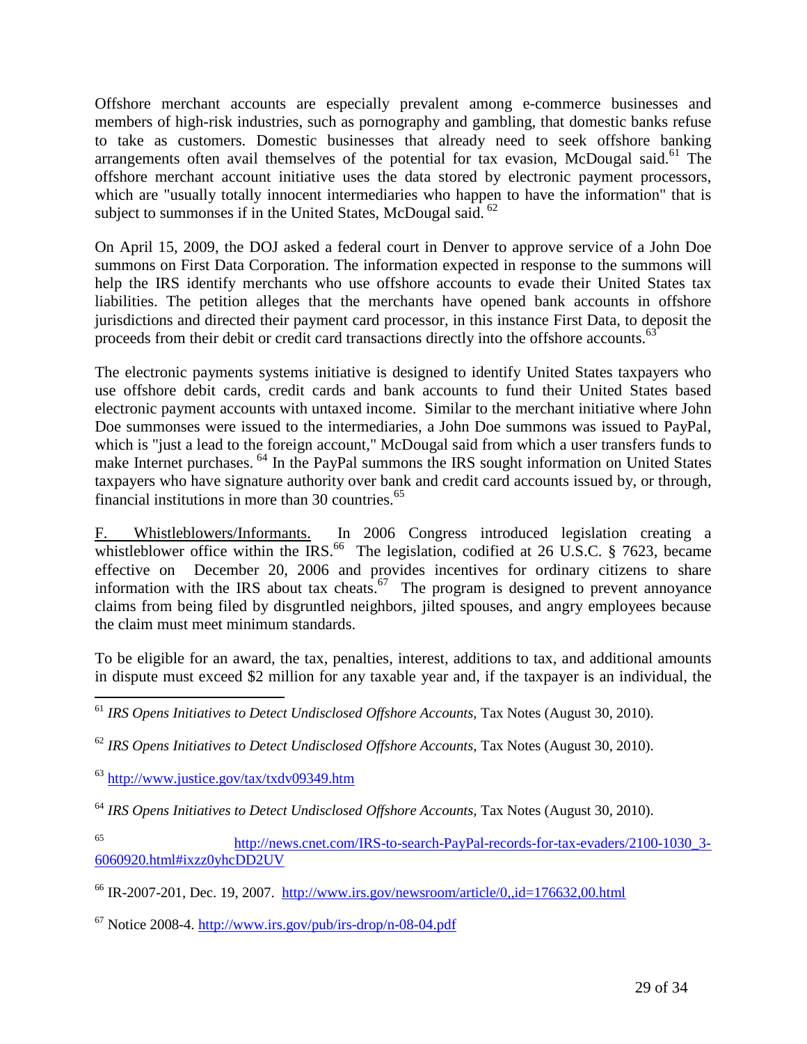Offshore merchant accounts are especially prevalent among e-commerce businesses and members of high-risk industries, such as pornography and gambling, that domestic banks refuse to take as customers. Domestic businesses that already need to seek offshore banking arrangements often avail themselves of the potential for tax evasion, McDougal said.[61] The offshore merchant account initiative uses the data stored by electronic payment processors, which are "usually totally innocent intermediaries who happen to have the information" that is subject to summonses if in the United States, McDougal said.[62]

On April 15, 2009, the DOJ asked a federal court in Denver to approve service of a John Doe summons on First Data Corporation. The information expected in response to the summons will help the IRS identify merchants who use offshore accounts to evade their United States tax liabilities. The petition alleges that the merchants have opened bank accounts in offshore jurisdictions and directed their payment card processor, in this instance First Data, to deposit the proceeds from their debit or credit card transactions directly into the offshore accounts.[63]

The electronic payments systems initiative is designed to identify United States taxpayers who use offshore debit cards, credit cards and bank accounts to fund their United States based electronic payment accounts with untaxed income. Similar to the merchant initiative where John Doe summonses were issued to the intermediaries, a John Doe summons was issued to PayPal, which is "just a lead to the foreign account," McDougal said from which a user transfers funds to make Internet purchases.[64] In the PayPal summons the IRS sought information on United States taxpayers who have signature authority over bank and credit card accounts issued by, or through, financial institutions in more than 30 countries.[65]

F. Whistleblowers/Informants. In 2006 Congress introduced legislation creating a whistleblower office within the IRS.[66] The legislation, codified at 26 U.S.C. § 7623, became effective on December 20, 2006 and provides incentives for ordinary citizens to share information with the IRS about tax cheats.[67] The program is designed to prevent annoyance claims from being filed by disgruntled neighbors, jilted spouses, and angry employees because the claim must meet minimum standards.

To be eligible for an award, the tax, penalties, interest, additions to tax, and additional amounts in dispute must exceed $2 million for any taxable year and, if the taxpayer is an individual, the

---

[61] *IRS Opens Initiatives to Detect Undisclosed Offshore Accounts,* Tax Notes (August 30, 2010).

[62] *IRS Opens Initiatives to Detect Undisclosed Offshore Accounts,* Tax Notes (August 30, 2010).

[63] http://www.justice.gov/tax/txdv09349.htm

[64] *IRS Opens Initiatives to Detect Undisclosed Offshore Accounts,* Tax Notes (August 30, 2010).

[65] http://news.cnet.com/IRS-to-search-PayPal-records-for-tax-evaders/2100-1030_3-6060920.html#ixzz0yhcDD2UV

[66] IR-2007-201, Dec. 19, 2007. http://www.irs.gov/newsroom/article/0,,id=176632,00.html

[67] Notice 2008-4. http://www.irs.gov/pub/irs-drop/n-08-04.pdf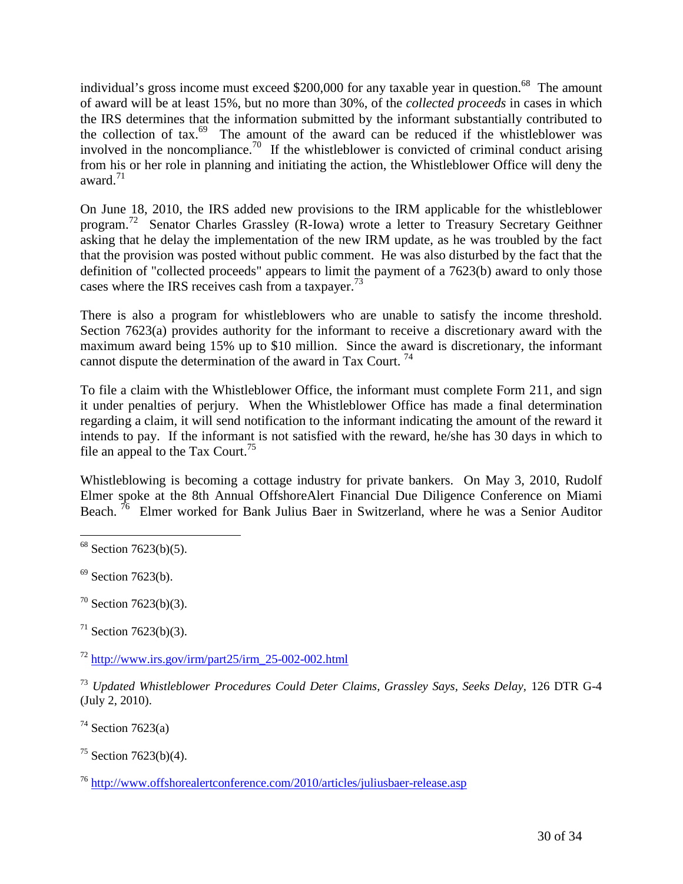individual's gross income must exceed $200,000 for any taxable year in question.[68] The amount of award will be at least 15%, but no more than 30%, of the *collected proceeds* in cases in which the IRS determines that the information submitted by the informant substantially contributed to the collection of tax.[69] The amount of the award can be reduced if the whistleblower was involved in the noncompliance.[70] If the whistleblower is convicted of criminal conduct arising from his or her role in planning and initiating the action, the Whistleblower Office will deny the award.[71]

On June 18, 2010, the IRS added new provisions to the IRM applicable for the whistleblower program.[72] Senator Charles Grassley (R-Iowa) wrote a letter to Treasury Secretary Geithner asking that he delay the implementation of the new IRM update, as he was troubled by the fact that the provision was posted without public comment. He was also disturbed by the fact that the definition of "collected proceeds" appears to limit the payment of a 7623(b) award to only those cases where the IRS receives cash from a taxpayer.[73]

There is also a program for whistleblowers who are unable to satisfy the income threshold. Section 7623(a) provides authority for the informant to receive a discretionary award with the maximum award being 15% up to $10 million. Since the award is discretionary, the informant cannot dispute the determination of the award in Tax Court.[74]

To file a claim with the Whistleblower Office, the informant must complete Form 211, and sign it under penalties of perjury. When the Whistleblower Office has made a final determination regarding a claim, it will send notification to the informant indicating the amount of the reward it intends to pay. If the informant is not satisfied with the reward, he/she has 30 days in which to file an appeal to the Tax Court.[75]

Whistleblowing is becoming a cottage industry for private bankers. On May 3, 2010, Rudolf Elmer spoke at the 8th Annual OffshoreAlert Financial Due Diligence Conference on Miami Beach.[76] Elmer worked for Bank Julius Baer in Switzerland, where he was a Senior Auditor

---

[68] Section 7623(b)(5).

[69] Section 7623(b).

[70] Section 7623(b)(3).

[71] Section 7623(b)(3).

[72] http://www.irs.gov/irm/part25/irm_25-002-002.html

[73] *Updated Whistleblower Procedures Could Deter Claims, Grassley Says, Seeks Delay*, 126 DTR G-4 (July 2, 2010).

[74] Section 7623(a)

[75] Section 7623(b)(4).

[76] http://www.offshorealertconference.com/2010/articles/juliusbaer-release.asp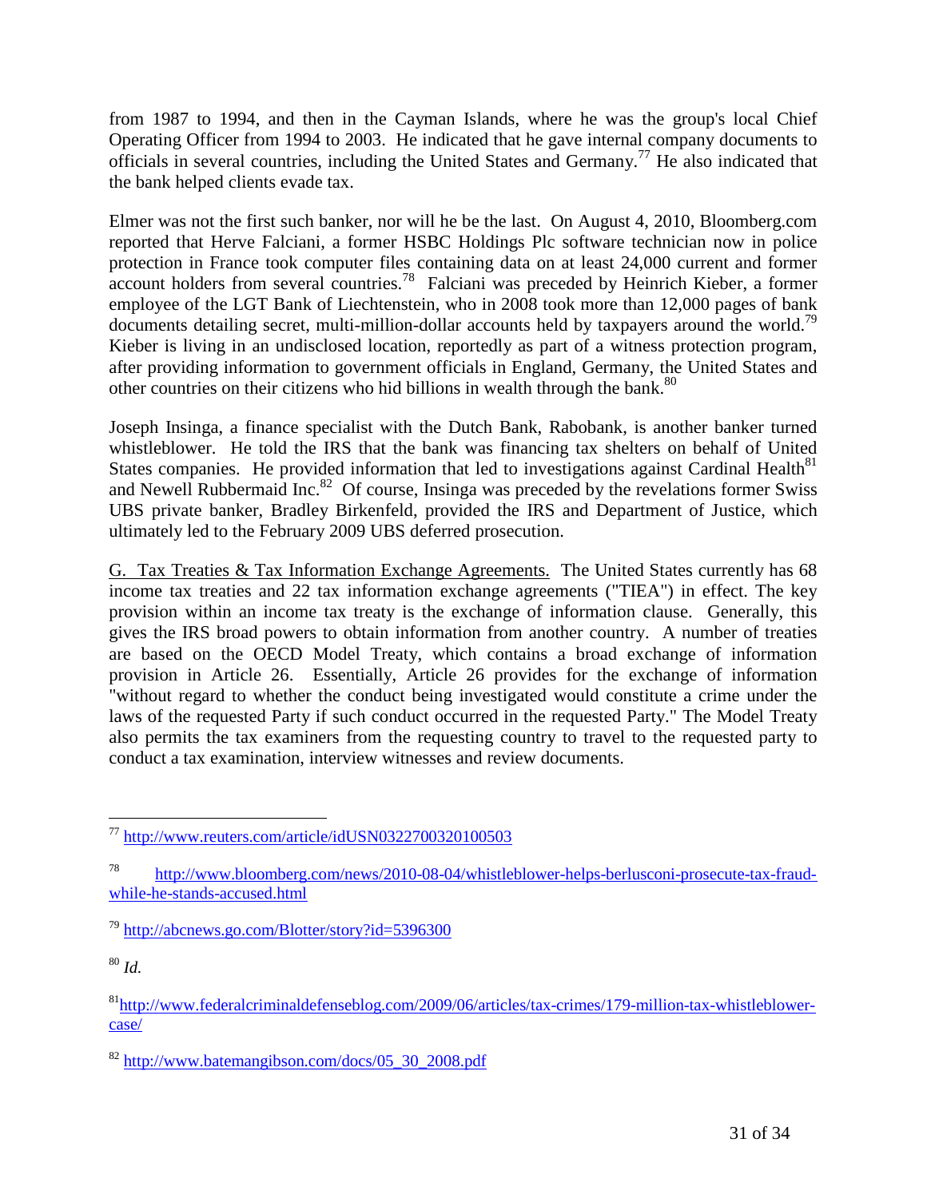from 1987 to 1994, and then in the Cayman Islands, where he was the group's local Chief Operating Officer from 1994 to 2003. He indicated that he gave internal company documents to officials in several countries, including the United States and Germany.[77] He also indicated that the bank helped clients evade tax.

Elmer was not the first such banker, nor will he be the last. On August 4, 2010, Bloomberg.com reported that Herve Falciani, a former HSBC Holdings Plc software technician now in police protection in France took computer files containing data on at least 24,000 current and former account holders from several countries.[78] Falciani was preceded by Heinrich Kieber, a former employee of the LGT Bank of Liechtenstein, who in 2008 took more than 12,000 pages of bank documents detailing secret, multi-million-dollar accounts held by taxpayers around the world.[79] Kieber is living in an undisclosed location, reportedly as part of a witness protection program, after providing information to government officials in England, Germany, the United States and other countries on their citizens who hid billions in wealth through the bank.[80]

Joseph Insinga, a finance specialist with the Dutch Bank, Rabobank, is another banker turned whistleblower. He told the IRS that the bank was financing tax shelters on behalf of United States companies. He provided information that led to investigations against Cardinal Health[81] and Newell Rubbermaid Inc.[82] Of course, Insinga was preceded by the revelations former Swiss UBS private banker, Bradley Birkenfeld, provided the IRS and Department of Justice, which ultimately led to the February 2009 UBS deferred prosecution.

<u>G. Tax Treaties & Tax Information Exchange Agreements.</u> The United States currently has 68 income tax treaties and 22 tax information exchange agreements ("TIEA") in effect. The key provision within an income tax treaty is the exchange of information clause. Generally, this gives the IRS broad powers to obtain information from another country. A number of treaties are based on the OECD Model Treaty, which contains a broad exchange of information provision in Article 26. Essentially, Article 26 provides for the exchange of information "without regard to whether the conduct being investigated would constitute a crime under the laws of the requested Party if such conduct occurred in the requested Party." The Model Treaty also permits the tax examiners from the requesting country to travel to the requested party to conduct a tax examination, interview witnesses and review documents.

---

[77] http://www.reuters.com/article/idUSN0322700320100503

[78] http://www.bloomberg.com/news/2010-08-04/whistleblower-helps-berlusconi-prosecute-tax-fraud-while-he-stands-accused.html

[79] http://abcnews.go.com/Blotter/story?id=5396300

[80] *Id.*

[81] http://www.federalcriminaldefenseblog.com/2009/06/articles/tax-crimes/179-million-tax-whistleblower-case/

[82] http://www.batemangibson.com/docs/05_30_2008.pdf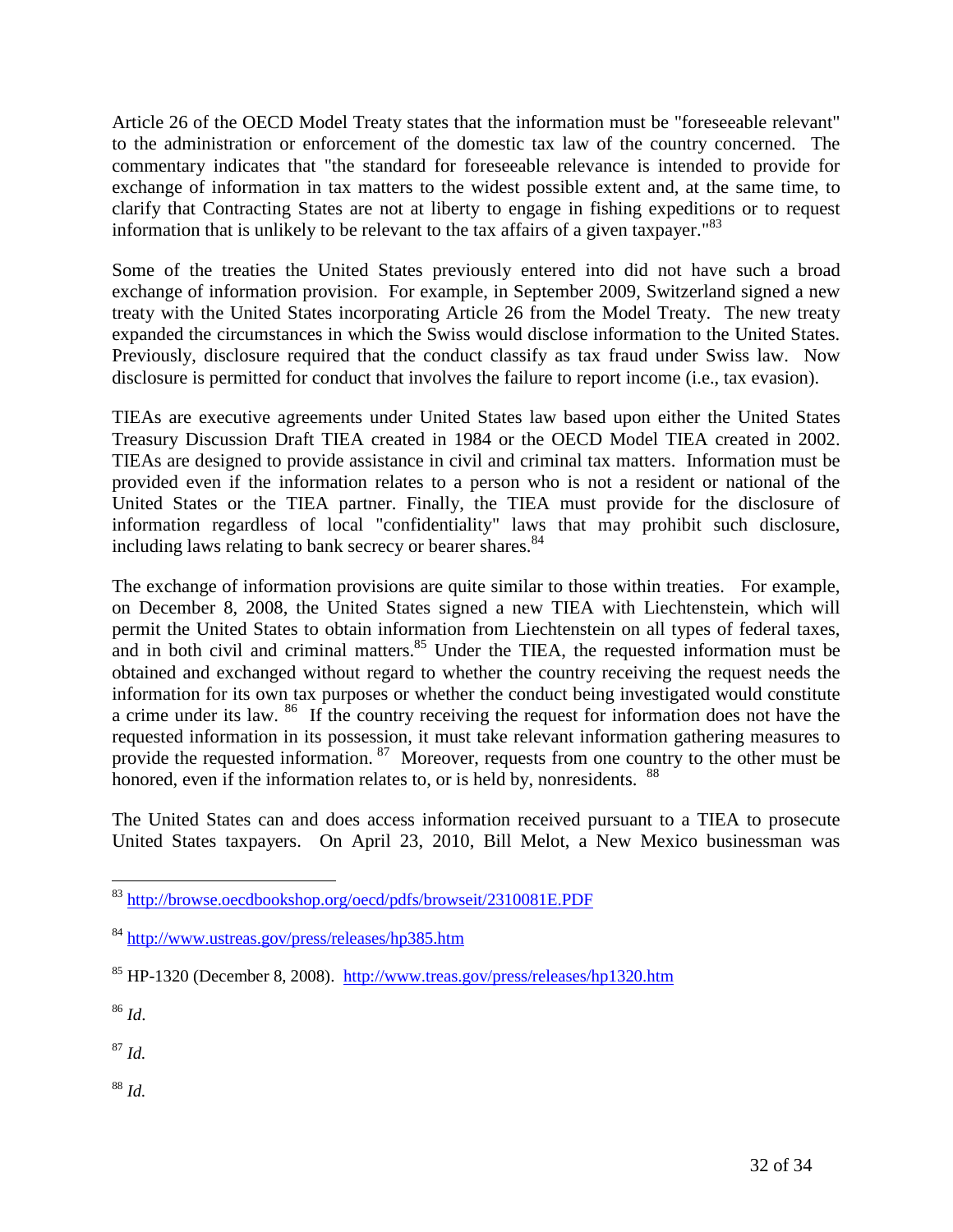Article 26 of the OECD Model Treaty states that the information must be "foreseeable relevant" to the administration or enforcement of the domestic tax law of the country concerned. The commentary indicates that "the standard for foreseeable relevance is intended to provide for exchange of information in tax matters to the widest possible extent and, at the same time, to clarify that Contracting States are not at liberty to engage in fishing expeditions or to request information that is unlikely to be relevant to the tax affairs of a given taxpayer."[83]

Some of the treaties the United States previously entered into did not have such a broad exchange of information provision. For example, in September 2009, Switzerland signed a new treaty with the United States incorporating Article 26 from the Model Treaty. The new treaty expanded the circumstances in which the Swiss would disclose information to the United States. Previously, disclosure required that the conduct classify as tax fraud under Swiss law. Now disclosure is permitted for conduct that involves the failure to report income (i.e., tax evasion).

TIEAs are executive agreements under United States law based upon either the United States Treasury Discussion Draft TIEA created in 1984 or the OECD Model TIEA created in 2002. TIEAs are designed to provide assistance in civil and criminal tax matters. Information must be provided even if the information relates to a person who is not a resident or national of the United States or the TIEA partner. Finally, the TIEA must provide for the disclosure of information regardless of local "confidentiality" laws that may prohibit such disclosure, including laws relating to bank secrecy or bearer shares.[84]

The exchange of information provisions are quite similar to those within treaties. For example, on December 8, 2008, the United States signed a new TIEA with Liechtenstein, which will permit the United States to obtain information from Liechtenstein on all types of federal taxes, and in both civil and criminal matters.[85] Under the TIEA, the requested information must be obtained and exchanged without regard to whether the country receiving the request needs the information for its own tax purposes or whether the conduct being investigated would constitute a crime under its law.[86] If the country receiving the request for information does not have the requested information in its possession, it must take relevant information gathering measures to provide the requested information.[87] Moreover, requests from one country to the other must be honored, even if the information relates to, or is held by, nonresidents.[88]

The United States can and does access information received pursuant to a TIEA to prosecute United States taxpayers. On April 23, 2010, Bill Melot, a New Mexico businessman was

---

[83] http://browse.oecdbookshop.org/oecd/pdfs/browseit/2310081E.PDF

[84] http://www.ustreas.gov/press/releases/hp385.htm

[85] HP-1320 (December 8, 2008). http://www.treas.gov/press/releases/hp1320.htm

[86] *Id*.

[87] *Id.*

[88] *Id.*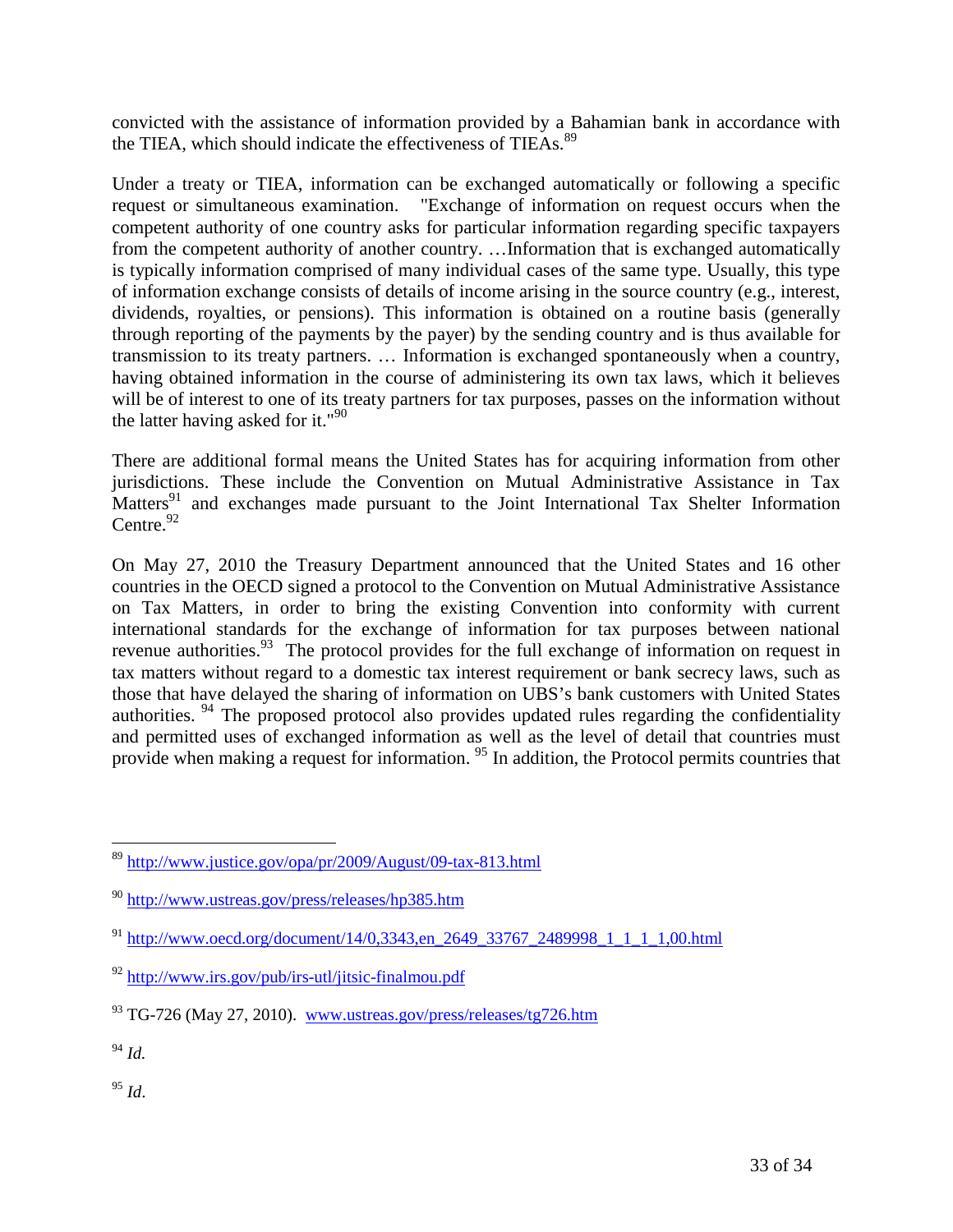convicted with the assistance of information provided by a Bahamian bank in accordance with the TIEA, which should indicate the effectiveness of TIEAs.[89]

Under a treaty or TIEA, information can be exchanged automatically or following a specific request or simultaneous examination. "Exchange of information on request occurs when the competent authority of one country asks for particular information regarding specific taxpayers from the competent authority of another country. …Information that is exchanged automatically is typically information comprised of many individual cases of the same type. Usually, this type of information exchange consists of details of income arising in the source country (e.g., interest, dividends, royalties, or pensions). This information is obtained on a routine basis (generally through reporting of the payments by the payer) by the sending country and is thus available for transmission to its treaty partners. … Information is exchanged spontaneously when a country, having obtained information in the course of administering its own tax laws, which it believes will be of interest to one of its treaty partners for tax purposes, passes on the information without the latter having asked for it."[90]

There are additional formal means the United States has for acquiring information from other jurisdictions. These include the Convention on Mutual Administrative Assistance in Tax Matters[91] and exchanges made pursuant to the Joint International Tax Shelter Information Centre.[92]

On May 27, 2010 the Treasury Department announced that the United States and 16 other countries in the OECD signed a protocol to the Convention on Mutual Administrative Assistance on Tax Matters, in order to bring the existing Convention into conformity with current international standards for the exchange of information for tax purposes between national revenue authorities.[93] The protocol provides for the full exchange of information on request in tax matters without regard to a domestic tax interest requirement or bank secrecy laws, such as those that have delayed the sharing of information on UBS's bank customers with United States authorities.[94] The proposed protocol also provides updated rules regarding the confidentiality and permitted uses of exchanged information as well as the level of detail that countries must provide when making a request for information.[95] In addition, the Protocol permits countries that

---

[89] http://www.justice.gov/opa/pr/2009/August/09-tax-813.html

[90] http://www.ustreas.gov/press/releases/hp385.htm

[91] http://www.oecd.org/document/14/0,3343,en_2649_33767_2489998_1_1_1_1,00.html

[92] http://www.irs.gov/pub/irs-utl/jitsic-finalmou.pdf

[93] TG-726 (May 27, 2010). www.ustreas.gov/press/releases/tg726.htm

[94] *Id.*

[95] *Id*.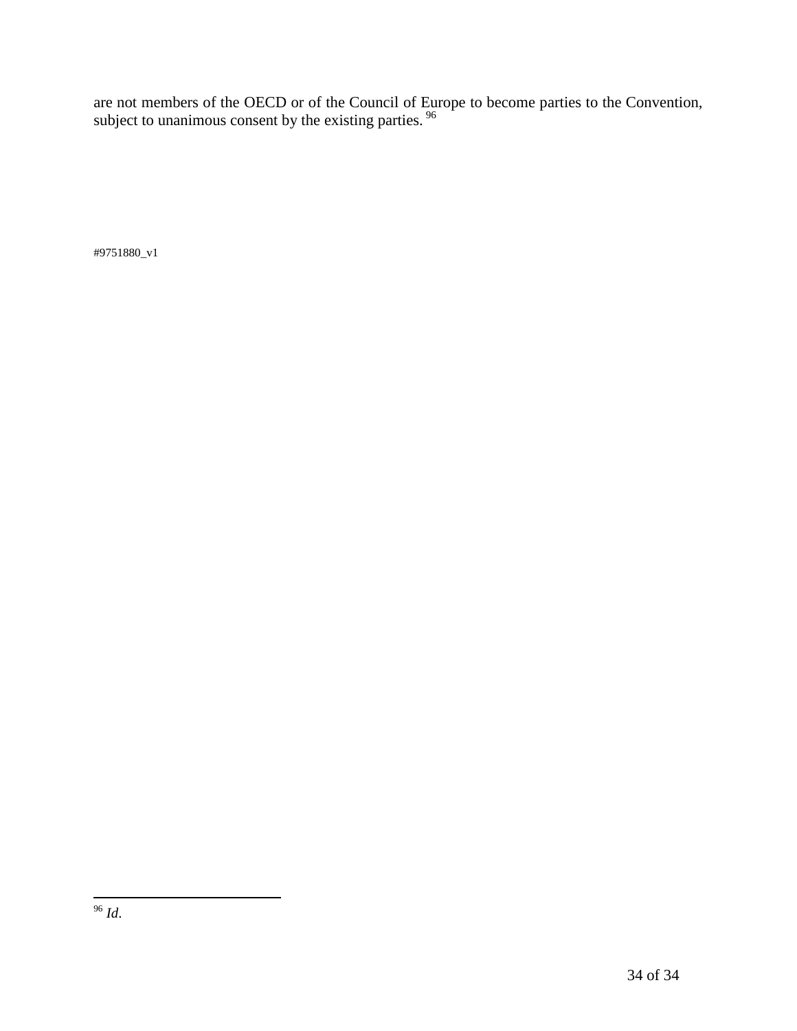are not members of the OECD or of the Council of Europe to become parties to the Convention, subject to unanimous consent by the existing parties. [96]

#9751880_v1

[96] *Id.*